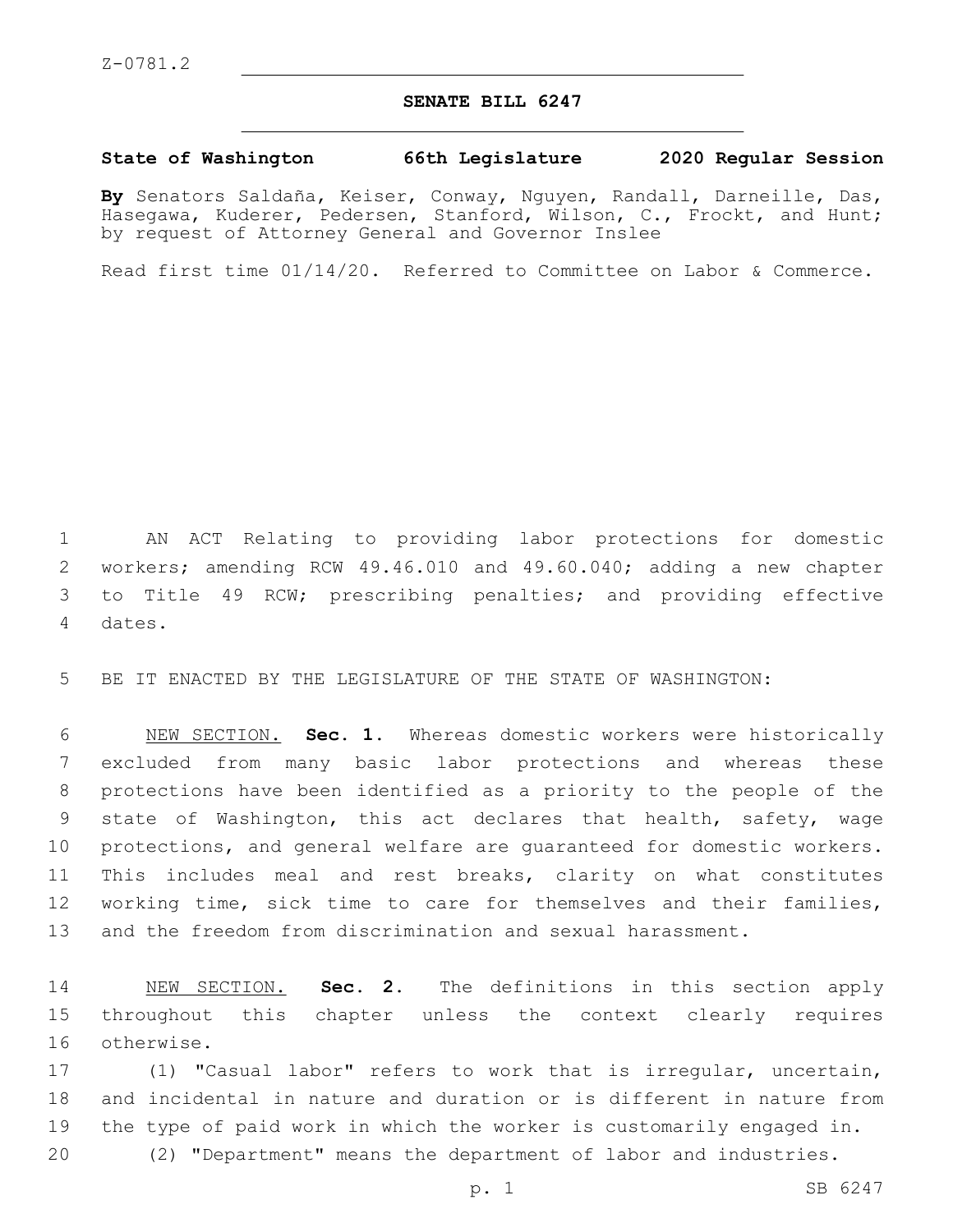Z-0781.2

# SENATE BILL 6247

**State of Washington 66th Legislature 2020 Regular Session**

**By** Senators Saldaña, Keiser, Conway, Nguyen, Randall, Darneille, Das, Hasegawa, Kuderer, Pedersen, Stanford, Wilson, C., Frockt, and Hunt; by request of Attorney General and Governor Inslee

Read first time 01/14/20. Referred to Committee on Labor & Commerce.

AN ACT Relating to providing labor protections for domestic workers; amending RCW 49.46.010 and 49.60.040; adding a new chapter to Title 49 RCW; prescribing penalties; and providing effective dates.

BE IT ENACTED BY THE LEGISLATURE OF THE STATE OF WASHINGTON:

NEW SECTION. **Sec. 1.** Whereas domestic workers were historically excluded from many basic labor protections and whereas these protections have been identified as a priority to the people of the state of Washington, this act declares that health, safety, wage protections, and general welfare are guaranteed for domestic workers. This includes meal and rest breaks, clarity on what constitutes working time, sick time to care for themselves and their families, and the freedom from discrimination and sexual harassment.

NEW SECTION. **Sec. 2.** The definitions in this section apply throughout this chapter unless the context clearly requires otherwise.

(1) "Casual labor" refers to work that is irregular, uncertain, and incidental in nature and duration or is different in nature from the type of paid work in which the worker is customarily engaged in.

(2) "Department" means the department of labor and industries.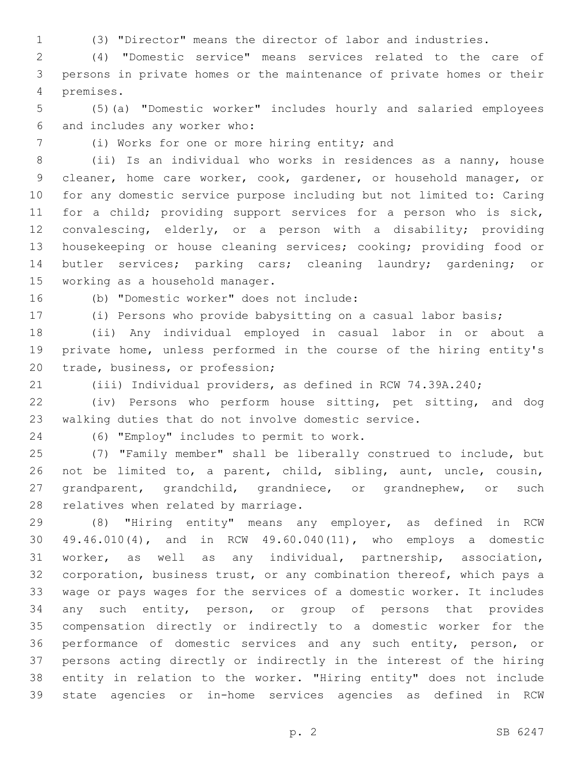(3) "Director" means the director of labor and industries.

(4) "Domestic service" means services related to the care of persons in private homes or the maintenance of private homes or their premises.

(5)(a) "Domestic worker" includes hourly and salaried employees and includes any worker who:

(i) Works for one or more hiring entity; and

(ii) Is an individual who works in residences as a nanny, house cleaner, home care worker, cook, gardener, or household manager, or for any domestic service purpose including but not limited to: Caring for a child; providing support services for a person who is sick, convalescing, elderly, or a person with a disability; providing housekeeping or house cleaning services; cooking; providing food or butler services; parking cars; cleaning laundry; gardening; or working as a household manager.

(b) "Domestic worker" does not include:

(i) Persons who provide babysitting on a casual labor basis;

(ii) Any individual employed in casual labor in or about a private home, unless performed in the course of the hiring entity's trade, business, or profession;

(iii) Individual providers, as defined in RCW 74.39A.240;

(iv) Persons who perform house sitting, pet sitting, and dog walking duties that do not involve domestic service.

(6) "Employ" includes to permit to work.

(7) "Family member" shall be liberally construed to include, but not be limited to, a parent, child, sibling, aunt, uncle, cousin, grandparent, grandchild, grandniece, or grandnephew, or such relatives when related by marriage.

(8) "Hiring entity" means any employer, as defined in RCW 49.46.010(4), and in RCW 49.60.040(11), who employs a domestic worker, as well as any individual, partnership, association, corporation, business trust, or any combination thereof, which pays a wage or pays wages for the services of a domestic worker. It includes any such entity, person, or group of persons that provides compensation directly or indirectly to a domestic worker for the performance of domestic services and any such entity, person, or persons acting directly or indirectly in the interest of the hiring entity in relation to the worker. "Hiring entity" does not include state agencies or in-home services agencies as defined in RCW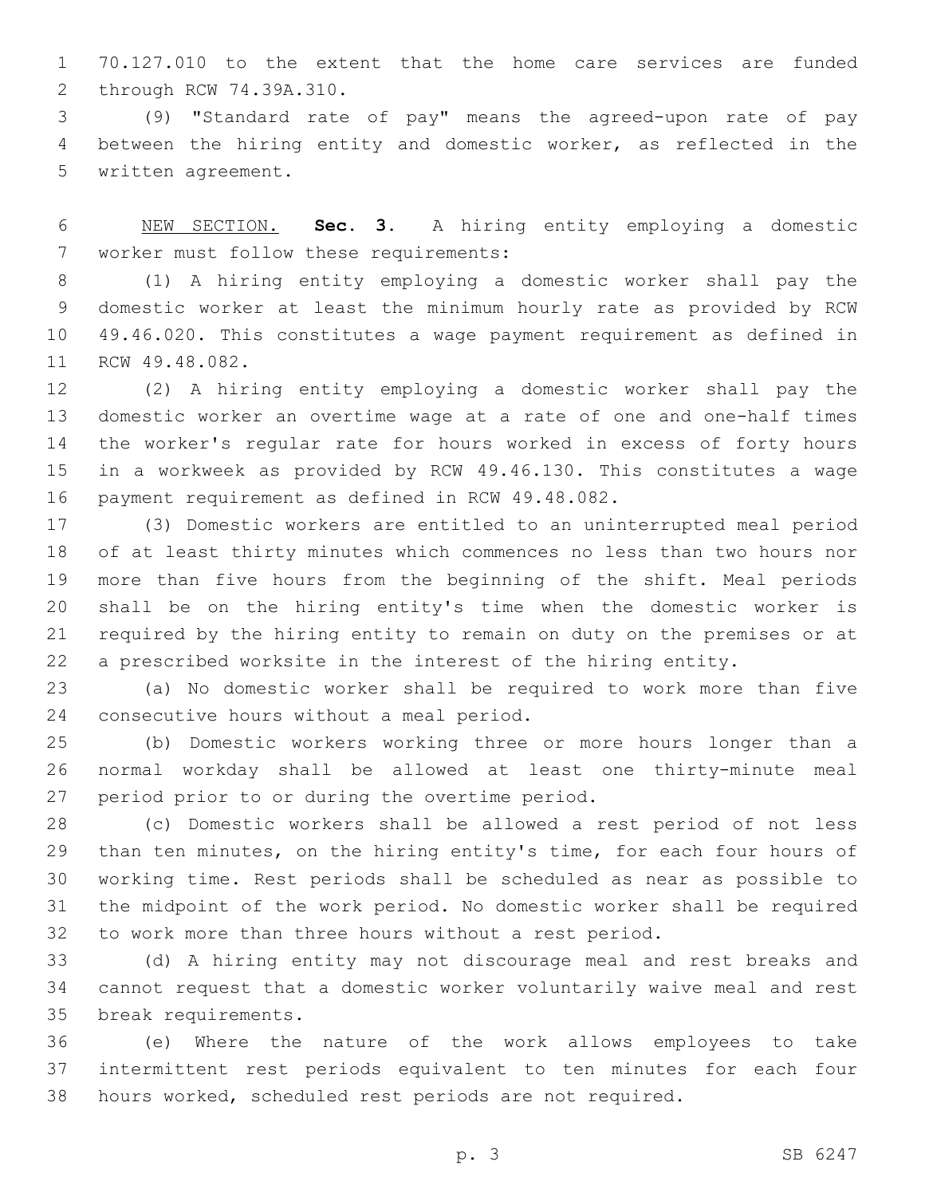70.127.010 to the extent that the home care services are funded through RCW 74.39A.310.

(9) "Standard rate of pay" means the agreed-upon rate of pay between the hiring entity and domestic worker, as reflected in the written agreement.

NEW SECTION. **Sec. 3.** A hiring entity employing a domestic worker must follow these requirements:

(1) A hiring entity employing a domestic worker shall pay the domestic worker at least the minimum hourly rate as provided by RCW 49.46.020. This constitutes a wage payment requirement as defined in RCW 49.48.082.

(2) A hiring entity employing a domestic worker shall pay the domestic worker an overtime wage at a rate of one and one-half times the worker's regular rate for hours worked in excess of forty hours in a workweek as provided by RCW 49.46.130. This constitutes a wage payment requirement as defined in RCW 49.48.082.

(3) Domestic workers are entitled to an uninterrupted meal period of at least thirty minutes which commences no less than two hours nor more than five hours from the beginning of the shift. Meal periods shall be on the hiring entity's time when the domestic worker is required by the hiring entity to remain on duty on the premises or at a prescribed worksite in the interest of the hiring entity.

(a) No domestic worker shall be required to work more than five consecutive hours without a meal period.

(b) Domestic workers working three or more hours longer than a normal workday shall be allowed at least one thirty-minute meal period prior to or during the overtime period.

(c) Domestic workers shall be allowed a rest period of not less than ten minutes, on the hiring entity's time, for each four hours of working time. Rest periods shall be scheduled as near as possible to the midpoint of the work period. No domestic worker shall be required to work more than three hours without a rest period.

(d) A hiring entity may not discourage meal and rest breaks and cannot request that a domestic worker voluntarily waive meal and rest break requirements.

(e) Where the nature of the work allows employees to take intermittent rest periods equivalent to ten minutes for each four hours worked, scheduled rest periods are not required.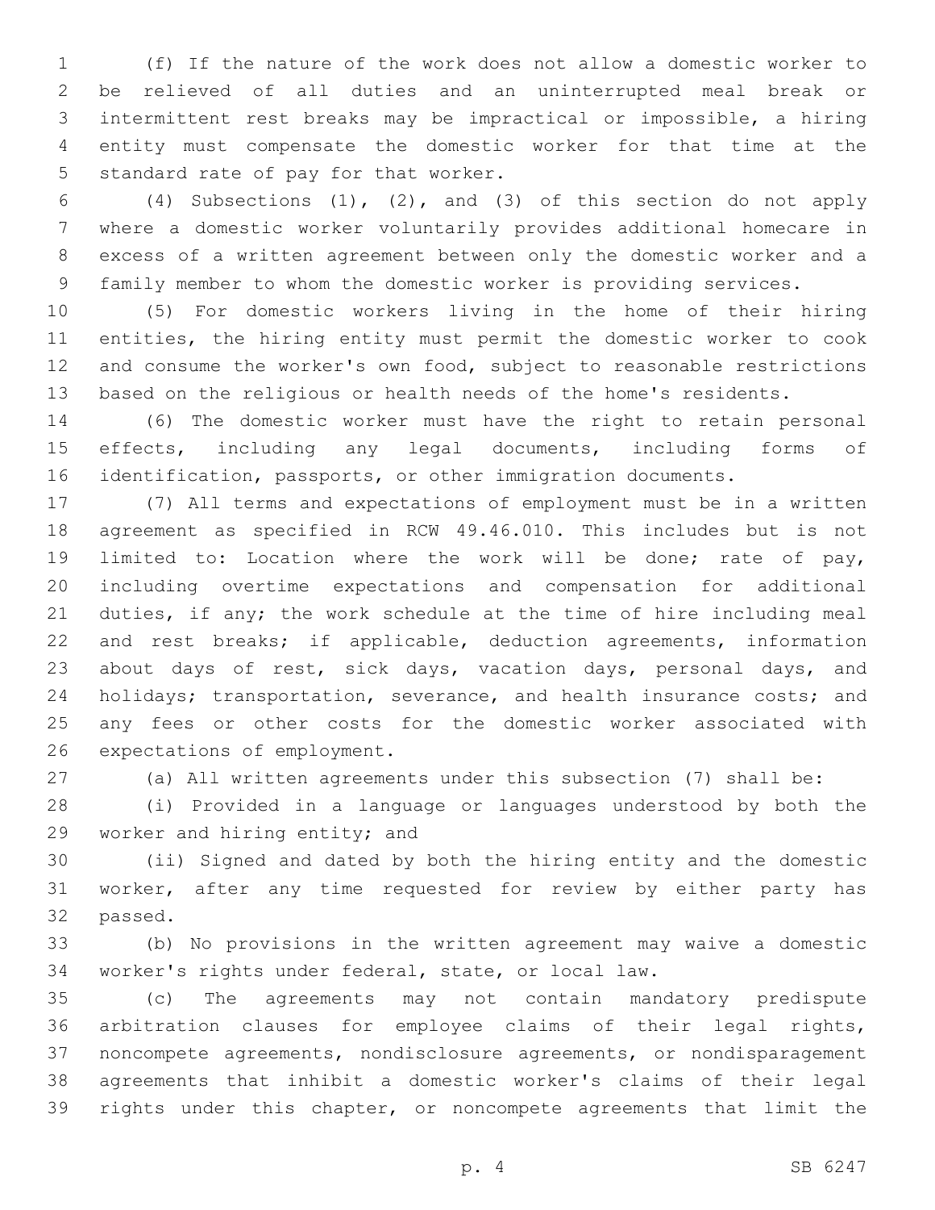(f) If the nature of the work does not allow a domestic worker to be relieved of all duties and an uninterrupted meal break or intermittent rest breaks may be impractical or impossible, a hiring entity must compensate the domestic worker for that time at the standard rate of pay for that worker.

(4) Subsections (1), (2), and (3) of this section do not apply where a domestic worker voluntarily provides additional homecare in excess of a written agreement between only the domestic worker and a family member to whom the domestic worker is providing services.

(5) For domestic workers living in the home of their hiring entities, the hiring entity must permit the domestic worker to cook and consume the worker's own food, subject to reasonable restrictions based on the religious or health needs of the home's residents.

(6) The domestic worker must have the right to retain personal effects, including any legal documents, including forms of identification, passports, or other immigration documents.

(7) All terms and expectations of employment must be in a written agreement as specified in RCW 49.46.010. This includes but is not limited to: Location where the work will be done; rate of pay, including overtime expectations and compensation for additional duties, if any; the work schedule at the time of hire including meal and rest breaks; if applicable, deduction agreements, information about days of rest, sick days, vacation days, personal days, and holidays; transportation, severance, and health insurance costs; and any fees or other costs for the domestic worker associated with expectations of employment.

(a) All written agreements under this subsection (7) shall be:

(i) Provided in a language or languages understood by both the worker and hiring entity; and

(ii) Signed and dated by both the hiring entity and the domestic worker, after any time requested for review by either party has passed.

(b) No provisions in the written agreement may waive a domestic worker's rights under federal, state, or local law.

(c) The agreements may not contain mandatory predispute arbitration clauses for employee claims of their legal rights, noncompete agreements, nondisclosure agreements, or nondisparagement agreements that inhibit a domestic worker's claims of their legal rights under this chapter, or noncompete agreements that limit the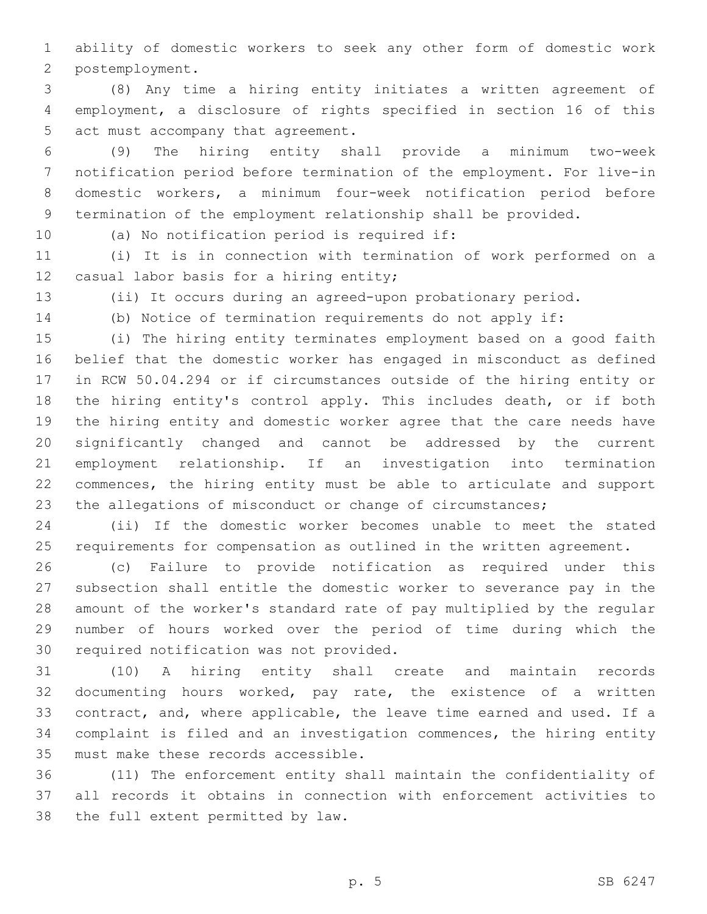ability of domestic workers to seek any other form of domestic work postemployment.

(8) Any time a hiring entity initiates a written agreement of employment, a disclosure of rights specified in section 16 of this act must accompany that agreement.

(9) The hiring entity shall provide a minimum two-week notification period before termination of the employment. For live-in domestic workers, a minimum four-week notification period before termination of the employment relationship shall be provided.

(a) No notification period is required if:

(i) It is in connection with termination of work performed on a casual labor basis for a hiring entity;

(ii) It occurs during an agreed-upon probationary period.

(b) Notice of termination requirements do not apply if:

(i) The hiring entity terminates employment based on a good faith belief that the domestic worker has engaged in misconduct as defined in RCW 50.04.294 or if circumstances outside of the hiring entity or the hiring entity's control apply. This includes death, or if both the hiring entity and domestic worker agree that the care needs have significantly changed and cannot be addressed by the current employment relationship. If an investigation into termination commences, the hiring entity must be able to articulate and support the allegations of misconduct or change of circumstances;

(ii) If the domestic worker becomes unable to meet the stated requirements for compensation as outlined in the written agreement.

(c) Failure to provide notification as required under this subsection shall entitle the domestic worker to severance pay in the amount of the worker's standard rate of pay multiplied by the regular number of hours worked over the period of time during which the required notification was not provided.

(10) A hiring entity shall create and maintain records documenting hours worked, pay rate, the existence of a written contract, and, where applicable, the leave time earned and used. If a complaint is filed and an investigation commences, the hiring entity must make these records accessible.

(11) The enforcement entity shall maintain the confidentiality of all records it obtains in connection with enforcement activities to the full extent permitted by law.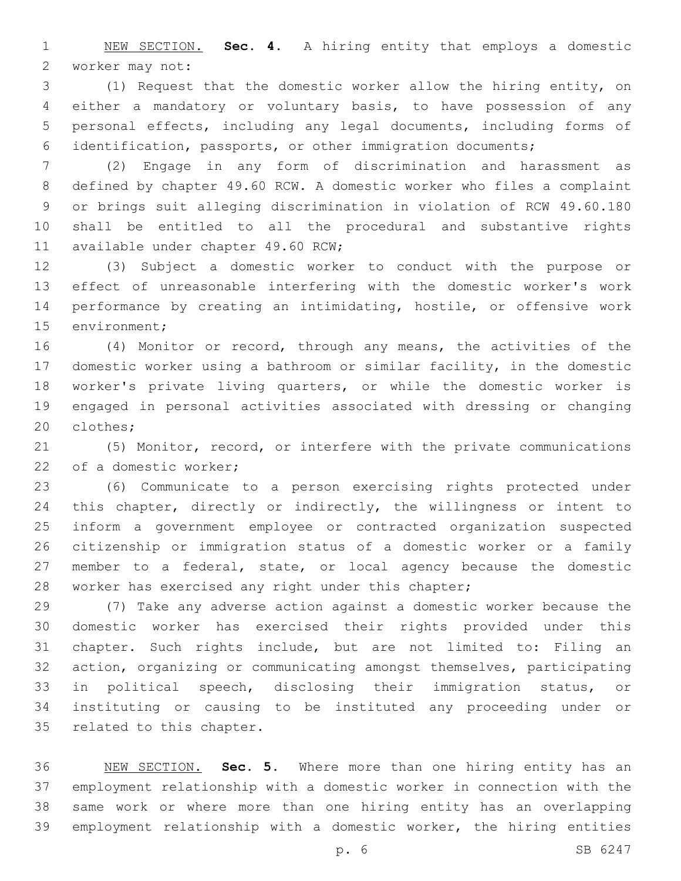NEW SECTION. **Sec. 4.** A hiring entity that employs a domestic worker may not:

(1) Request that the domestic worker allow the hiring entity, on either a mandatory or voluntary basis, to have possession of any personal effects, including any legal documents, including forms of identification, passports, or other immigration documents;

(2) Engage in any form of discrimination and harassment as defined by chapter 49.60 RCW. A domestic worker who files a complaint or brings suit alleging discrimination in violation of RCW 49.60.180 shall be entitled to all the procedural and substantive rights available under chapter 49.60 RCW;

(3) Subject a domestic worker to conduct with the purpose or effect of unreasonable interfering with the domestic worker's work performance by creating an intimidating, hostile, or offensive work environment;

(4) Monitor or record, through any means, the activities of the domestic worker using a bathroom or similar facility, in the domestic worker's private living quarters, or while the domestic worker is engaged in personal activities associated with dressing or changing clothes;

(5) Monitor, record, or interfere with the private communications of a domestic worker;

(6) Communicate to a person exercising rights protected under this chapter, directly or indirectly, the willingness or intent to inform a government employee or contracted organization suspected citizenship or immigration status of a domestic worker or a family member to a federal, state, or local agency because the domestic worker has exercised any right under this chapter;

(7) Take any adverse action against a domestic worker because the domestic worker has exercised their rights provided under this chapter. Such rights include, but are not limited to: Filing an action, organizing or communicating amongst themselves, participating in political speech, disclosing their immigration status, or instituting or causing to be instituted any proceeding under or related to this chapter.

NEW SECTION. **Sec. 5.** Where more than one hiring entity has an employment relationship with a domestic worker in connection with the same work or where more than one hiring entity has an overlapping employment relationship with a domestic worker, the hiring entities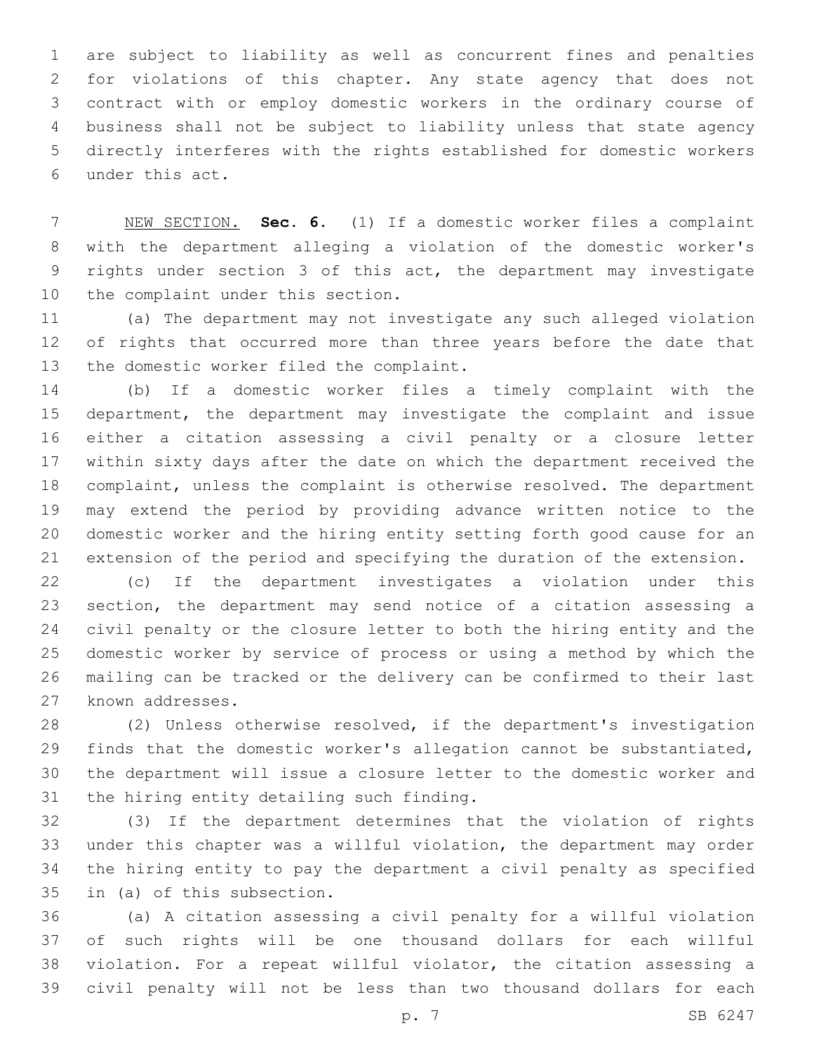are subject to liability as well as concurrent fines and penalties for violations of this chapter. Any state agency that does not contract with or employ domestic workers in the ordinary course of business shall not be subject to liability unless that state agency directly interferes with the rights established for domestic workers under this act.

NEW SECTION. **Sec. 6.** (1) If a domestic worker files a complaint with the department alleging a violation of the domestic worker's rights under section 3 of this act, the department may investigate the complaint under this section.

(a) The department may not investigate any such alleged violation of rights that occurred more than three years before the date that the domestic worker filed the complaint.

(b) If a domestic worker files a timely complaint with the department, the department may investigate the complaint and issue either a citation assessing a civil penalty or a closure letter within sixty days after the date on which the department received the complaint, unless the complaint is otherwise resolved. The department may extend the period by providing advance written notice to the domestic worker and the hiring entity setting forth good cause for an extension of the period and specifying the duration of the extension.

(c) If the department investigates a violation under this section, the department may send notice of a citation assessing a civil penalty or the closure letter to both the hiring entity and the domestic worker by service of process or using a method by which the mailing can be tracked or the delivery can be confirmed to their last known addresses.

(2) Unless otherwise resolved, if the department's investigation finds that the domestic worker's allegation cannot be substantiated, the department will issue a closure letter to the domestic worker and the hiring entity detailing such finding.

(3) If the department determines that the violation of rights under this chapter was a willful violation, the department may order the hiring entity to pay the department a civil penalty as specified in (a) of this subsection.

(a) A citation assessing a civil penalty for a willful violation of such rights will be one thousand dollars for each willful violation. For a repeat willful violator, the citation assessing a civil penalty will not be less than two thousand dollars for each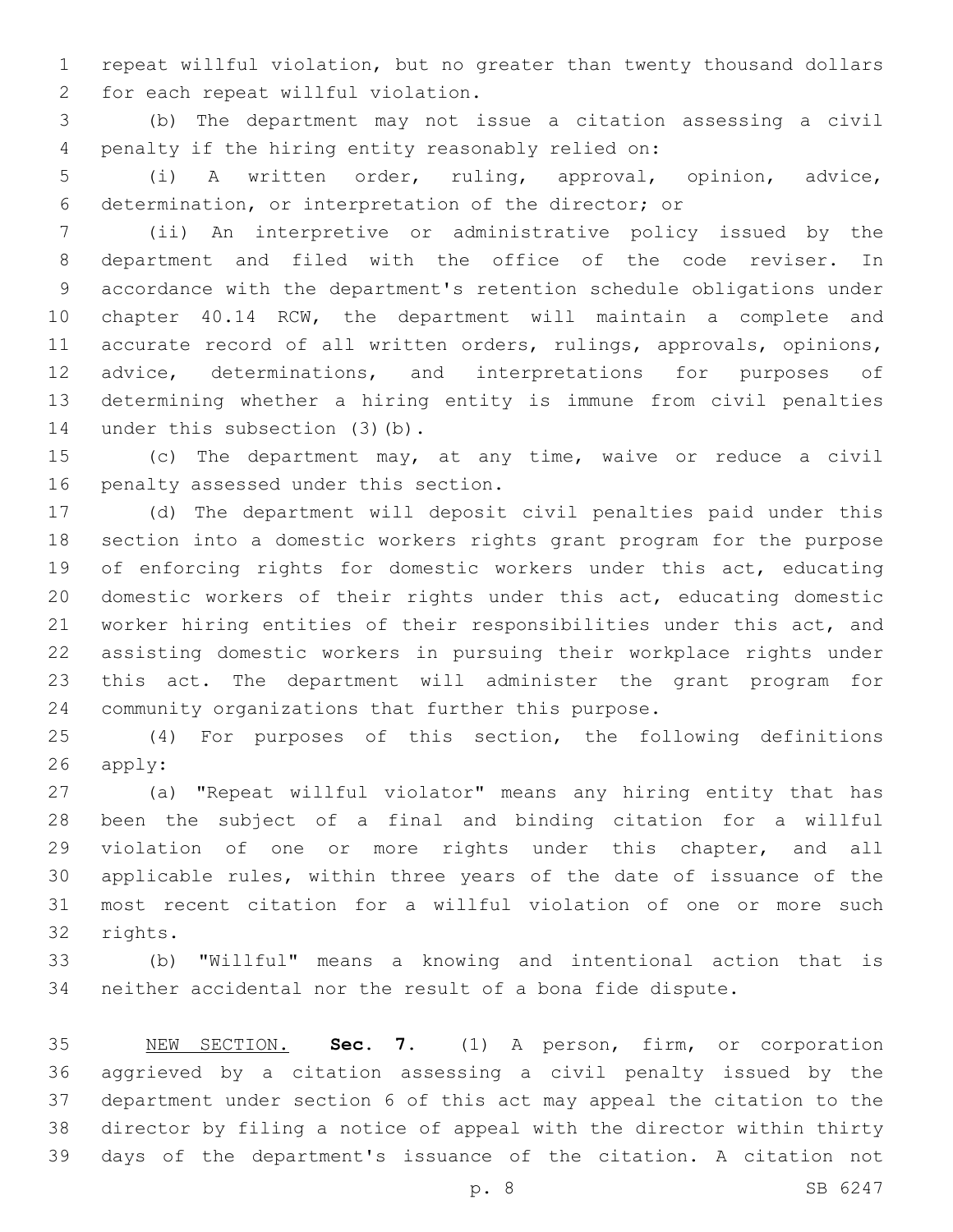repeat willful violation, but no greater than twenty thousand dollars for each repeat willful violation.

(b) The department may not issue a citation assessing a civil penalty if the hiring entity reasonably relied on:

(i) A written order, ruling, approval, opinion, advice, determination, or interpretation of the director; or

(ii) An interpretive or administrative policy issued by the department and filed with the office of the code reviser. In accordance with the department's retention schedule obligations under chapter 40.14 RCW, the department will maintain a complete and accurate record of all written orders, rulings, approvals, opinions, advice, determinations, and interpretations for purposes of determining whether a hiring entity is immune from civil penalties under this subsection (3)(b).

(c) The department may, at any time, waive or reduce a civil penalty assessed under this section.

(d) The department will deposit civil penalties paid under this section into a domestic workers rights grant program for the purpose of enforcing rights for domestic workers under this act, educating domestic workers of their rights under this act, educating domestic worker hiring entities of their responsibilities under this act, and assisting domestic workers in pursuing their workplace rights under this act. The department will administer the grant program for community organizations that further this purpose.

(4) For purposes of this section, the following definitions apply:

(a) "Repeat willful violator" means any hiring entity that has been the subject of a final and binding citation for a willful violation of one or more rights under this chapter, and all applicable rules, within three years of the date of issuance of the most recent citation for a willful violation of one or more such rights.

(b) "Willful" means a knowing and intentional action that is neither accidental nor the result of a bona fide dispute.

NEW SECTION. **Sec. 7.** (1) A person, firm, or corporation aggrieved by a citation assessing a civil penalty issued by the department under section 6 of this act may appeal the citation to the director by filing a notice of appeal with the director within thirty days of the department's issuance of the citation. A citation not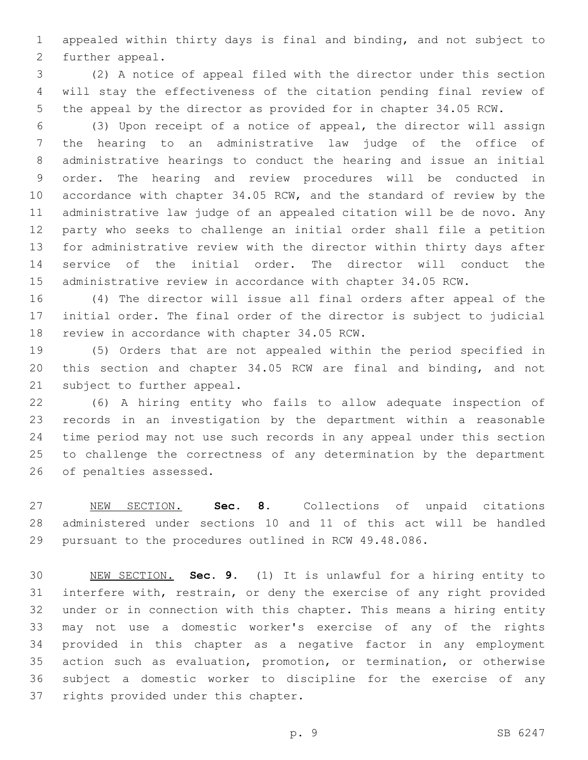appealed within thirty days is final and binding, and not subject to further appeal.

(2) A notice of appeal filed with the director under this section will stay the effectiveness of the citation pending final review of the appeal by the director as provided for in chapter 34.05 RCW.

(3) Upon receipt of a notice of appeal, the director will assign the hearing to an administrative law judge of the office of administrative hearings to conduct the hearing and issue an initial order. The hearing and review procedures will be conducted in accordance with chapter 34.05 RCW, and the standard of review by the administrative law judge of an appealed citation will be de novo. Any party who seeks to challenge an initial order shall file a petition for administrative review with the director within thirty days after service of the initial order. The director will conduct the administrative review in accordance with chapter 34.05 RCW.

(4) The director will issue all final orders after appeal of the initial order. The final order of the director is subject to judicial review in accordance with chapter 34.05 RCW.

(5) Orders that are not appealed within the period specified in this section and chapter 34.05 RCW are final and binding, and not subject to further appeal.

(6) A hiring entity who fails to allow adequate inspection of records in an investigation by the department within a reasonable time period may not use such records in any appeal under this section to challenge the correctness of any determination by the department of penalties assessed.

NEW SECTION. **Sec. 8.** Collections of unpaid citations administered under sections 10 and 11 of this act will be handled pursuant to the procedures outlined in RCW 49.48.086.

NEW SECTION. **Sec. 9.** (1) It is unlawful for a hiring entity to interfere with, restrain, or deny the exercise of any right provided under or in connection with this chapter. This means a hiring entity may not use a domestic worker's exercise of any of the rights provided in this chapter as a negative factor in any employment action such as evaluation, promotion, or termination, or otherwise subject a domestic worker to discipline for the exercise of any rights provided under this chapter.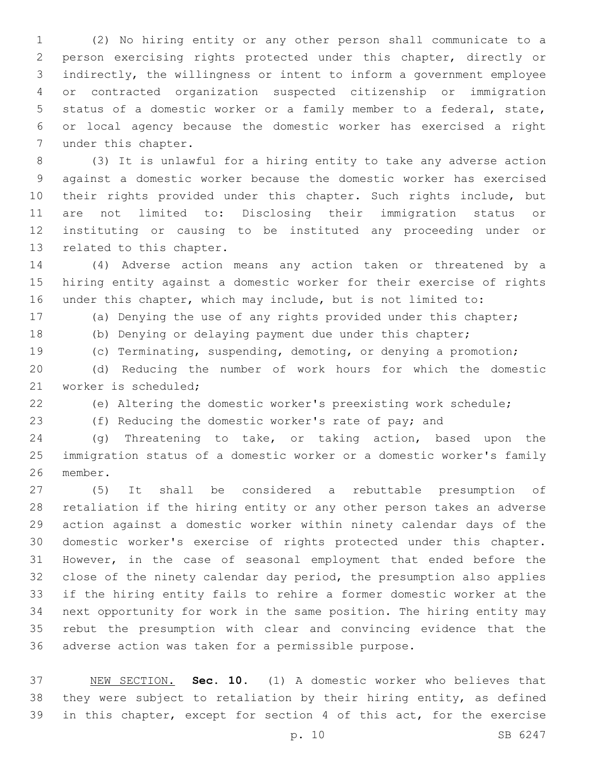(2) No hiring entity or any other person shall communicate to a person exercising rights protected under this chapter, directly or indirectly, the willingness or intent to inform a government employee or contracted organization suspected citizenship or immigration status of a domestic worker or a family member to a federal, state, or local agency because the domestic worker has exercised a right under this chapter.

(3) It is unlawful for a hiring entity to take any adverse action against a domestic worker because the domestic worker has exercised their rights provided under this chapter. Such rights include, but are not limited to: Disclosing their immigration status or instituting or causing to be instituted any proceeding under or related to this chapter.

(4) Adverse action means any action taken or threatened by a hiring entity against a domestic worker for their exercise of rights under this chapter, which may include, but is not limited to:

(a) Denying the use of any rights provided under this chapter;

(b) Denying or delaying payment due under this chapter;

(c) Terminating, suspending, demoting, or denying a promotion;

(d) Reducing the number of work hours for which the domestic worker is scheduled;

(e) Altering the domestic worker's preexisting work schedule;

(f) Reducing the domestic worker's rate of pay; and

(g) Threatening to take, or taking action, based upon the immigration status of a domestic worker or a domestic worker's family member.

(5) It shall be considered a rebuttable presumption of retaliation if the hiring entity or any other person takes an adverse action against a domestic worker within ninety calendar days of the domestic worker's exercise of rights protected under this chapter. However, in the case of seasonal employment that ended before the close of the ninety calendar day period, the presumption also applies if the hiring entity fails to rehire a former domestic worker at the next opportunity for work in the same position. The hiring entity may rebut the presumption with clear and convincing evidence that the adverse action was taken for a permissible purpose.

NEW SECTION. **Sec. 10.** (1) A domestic worker who believes that they were subject to retaliation by their hiring entity, as defined in this chapter, except for section 4 of this act, for the exercise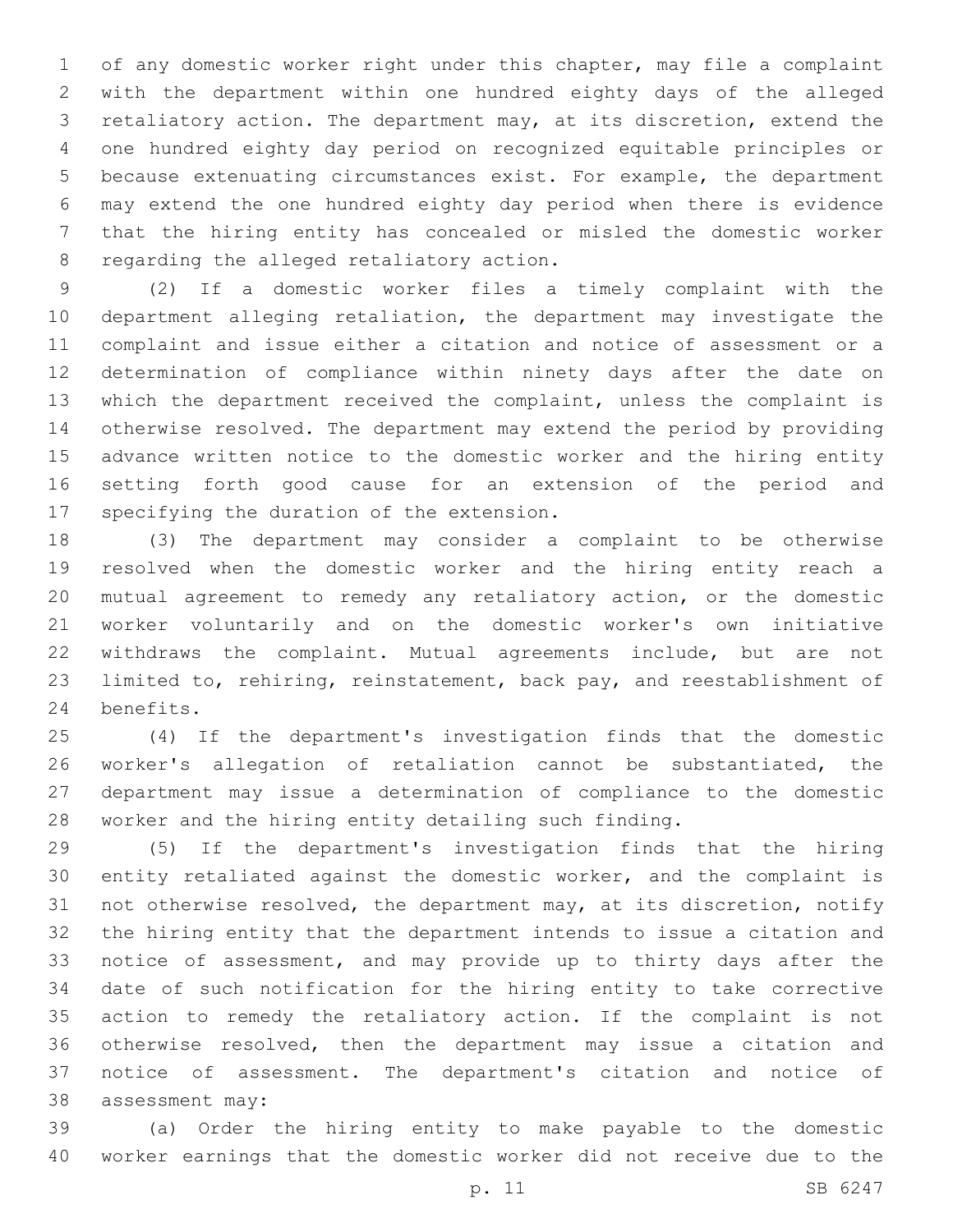of any domestic worker right under this chapter, may file a complaint with the department within one hundred eighty days of the alleged retaliatory action. The department may, at its discretion, extend the one hundred eighty day period on recognized equitable principles or because extenuating circumstances exist. For example, the department may extend the one hundred eighty day period when there is evidence that the hiring entity has concealed or misled the domestic worker regarding the alleged retaliatory action.

(2) If a domestic worker files a timely complaint with the department alleging retaliation, the department may investigate the complaint and issue either a citation and notice of assessment or a determination of compliance within ninety days after the date on which the department received the complaint, unless the complaint is otherwise resolved. The department may extend the period by providing advance written notice to the domestic worker and the hiring entity setting forth good cause for an extension of the period and specifying the duration of the extension.

(3) The department may consider a complaint to be otherwise resolved when the domestic worker and the hiring entity reach a mutual agreement to remedy any retaliatory action, or the domestic worker voluntarily and on the domestic worker's own initiative withdraws the complaint. Mutual agreements include, but are not limited to, rehiring, reinstatement, back pay, and reestablishment of benefits.

(4) If the department's investigation finds that the domestic worker's allegation of retaliation cannot be substantiated, the department may issue a determination of compliance to the domestic worker and the hiring entity detailing such finding.

(5) If the department's investigation finds that the hiring entity retaliated against the domestic worker, and the complaint is not otherwise resolved, the department may, at its discretion, notify the hiring entity that the department intends to issue a citation and notice of assessment, and may provide up to thirty days after the date of such notification for the hiring entity to take corrective action to remedy the retaliatory action. If the complaint is not otherwise resolved, then the department may issue a citation and notice of assessment. The department's citation and notice of assessment may:

(a) Order the hiring entity to make payable to the domestic worker earnings that the domestic worker did not receive due to the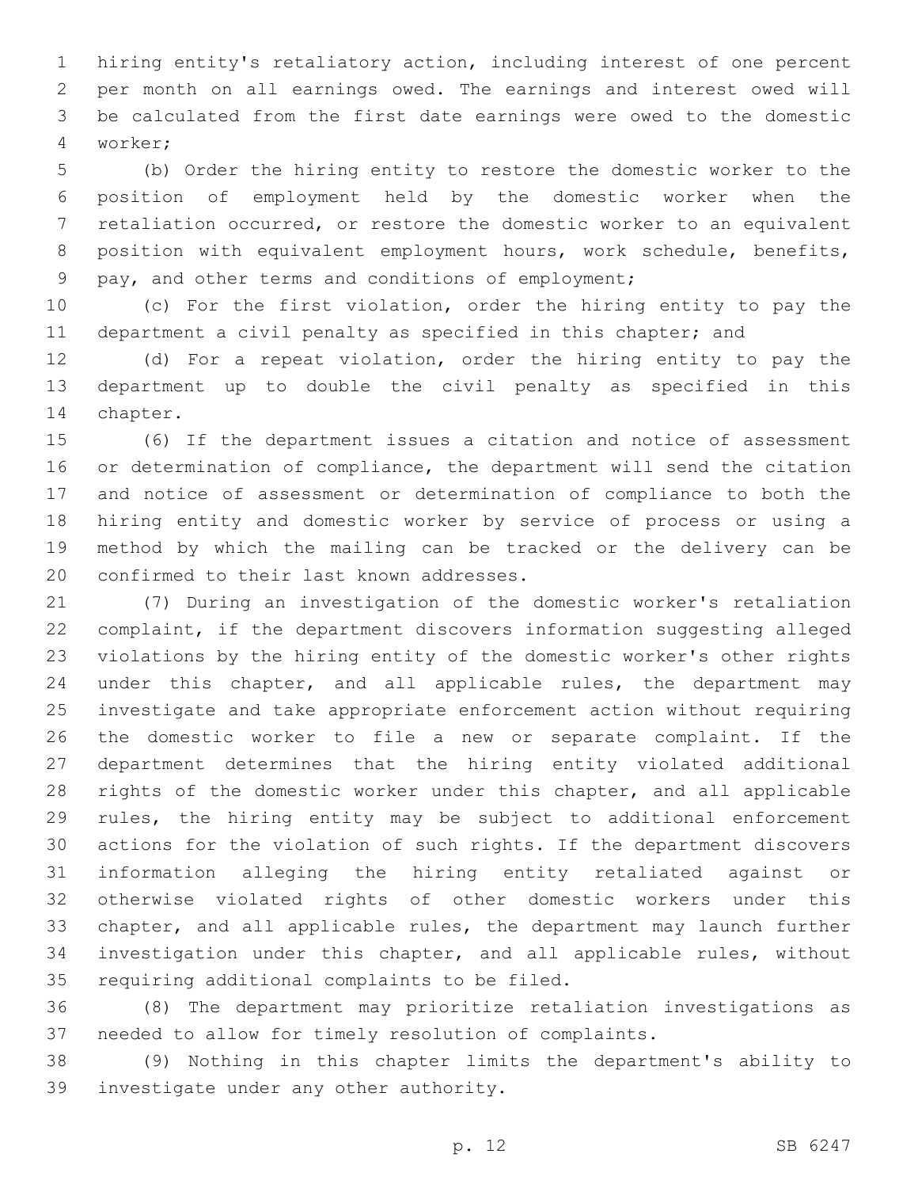hiring entity's retaliatory action, including interest of one percent per month on all earnings owed. The earnings and interest owed will be calculated from the first date earnings were owed to the domestic worker;

(b) Order the hiring entity to restore the domestic worker to the position of employment held by the domestic worker when the retaliation occurred, or restore the domestic worker to an equivalent position with equivalent employment hours, work schedule, benefits, pay, and other terms and conditions of employment;

(c) For the first violation, order the hiring entity to pay the department a civil penalty as specified in this chapter; and

(d) For a repeat violation, order the hiring entity to pay the department up to double the civil penalty as specified in this chapter.

(6) If the department issues a citation and notice of assessment or determination of compliance, the department will send the citation and notice of assessment or determination of compliance to both the hiring entity and domestic worker by service of process or using a method by which the mailing can be tracked or the delivery can be confirmed to their last known addresses.

(7) During an investigation of the domestic worker's retaliation complaint, if the department discovers information suggesting alleged violations by the hiring entity of the domestic worker's other rights under this chapter, and all applicable rules, the department may investigate and take appropriate enforcement action without requiring the domestic worker to file a new or separate complaint. If the department determines that the hiring entity violated additional rights of the domestic worker under this chapter, and all applicable rules, the hiring entity may be subject to additional enforcement actions for the violation of such rights. If the department discovers information alleging the hiring entity retaliated against or otherwise violated rights of other domestic workers under this chapter, and all applicable rules, the department may launch further investigation under this chapter, and all applicable rules, without requiring additional complaints to be filed.

(8) The department may prioritize retaliation investigations as needed to allow for timely resolution of complaints.

(9) Nothing in this chapter limits the department's ability to investigate under any other authority.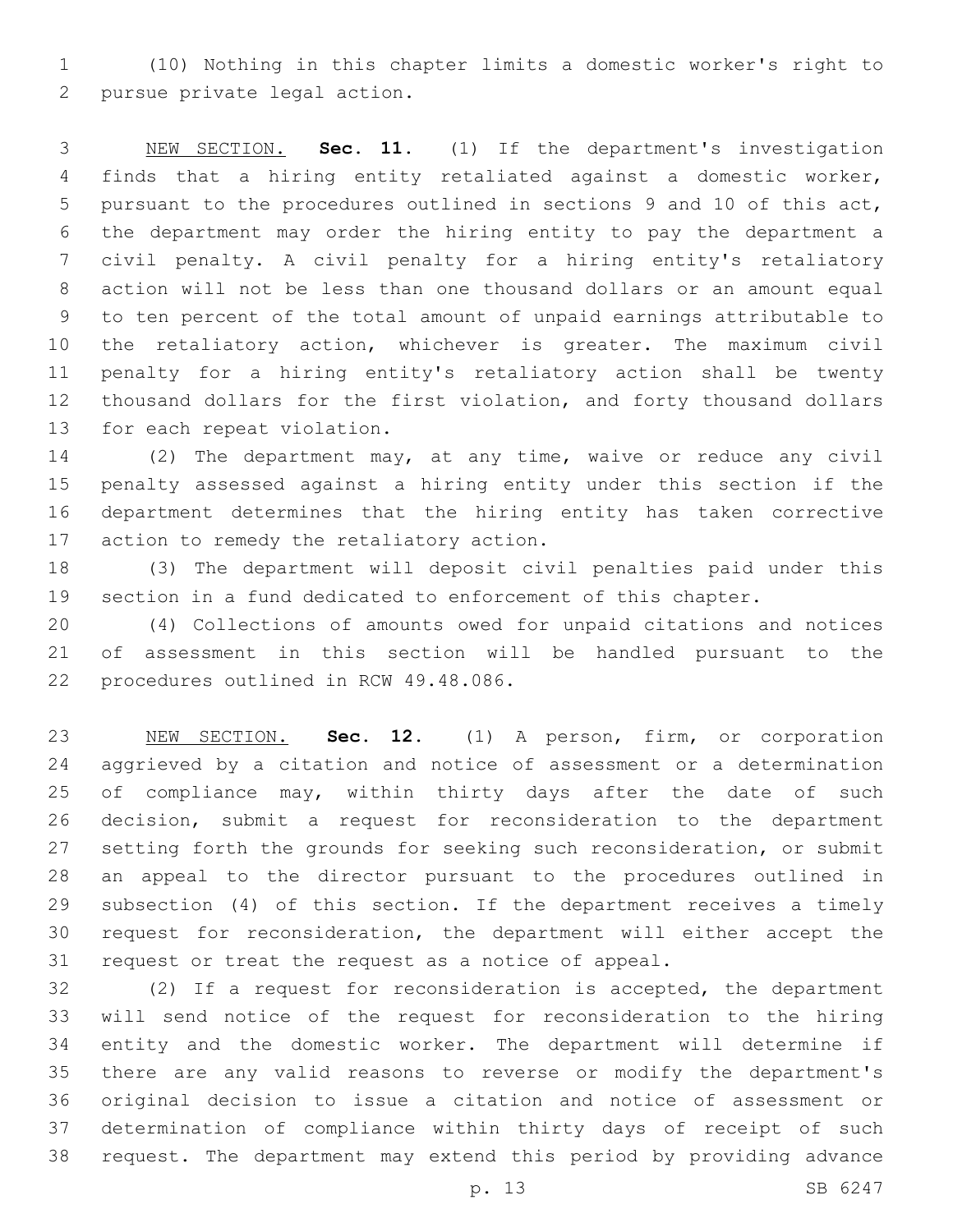(10) Nothing in this chapter limits a domestic worker's right to pursue private legal action.

NEW SECTION. **Sec. 11.** (1) If the department's investigation finds that a hiring entity retaliated against a domestic worker, pursuant to the procedures outlined in sections 9 and 10 of this act, the department may order the hiring entity to pay the department a civil penalty. A civil penalty for a hiring entity's retaliatory action will not be less than one thousand dollars or an amount equal to ten percent of the total amount of unpaid earnings attributable to the retaliatory action, whichever is greater. The maximum civil penalty for a hiring entity's retaliatory action shall be twenty thousand dollars for the first violation, and forty thousand dollars for each repeat violation.

(2) The department may, at any time, waive or reduce any civil penalty assessed against a hiring entity under this section if the department determines that the hiring entity has taken corrective action to remedy the retaliatory action.

(3) The department will deposit civil penalties paid under this section in a fund dedicated to enforcement of this chapter.

(4) Collections of amounts owed for unpaid citations and notices of assessment in this section will be handled pursuant to the procedures outlined in RCW 49.48.086.

NEW SECTION. **Sec. 12.** (1) A person, firm, or corporation aggrieved by a citation and notice of assessment or a determination of compliance may, within thirty days after the date of such decision, submit a request for reconsideration to the department setting forth the grounds for seeking such reconsideration, or submit an appeal to the director pursuant to the procedures outlined in subsection (4) of this section. If the department receives a timely request for reconsideration, the department will either accept the request or treat the request as a notice of appeal.

(2) If a request for reconsideration is accepted, the department will send notice of the request for reconsideration to the hiring entity and the domestic worker. The department will determine if there are any valid reasons to reverse or modify the department's original decision to issue a citation and notice of assessment or determination of compliance within thirty days of receipt of such request. The department may extend this period by providing advance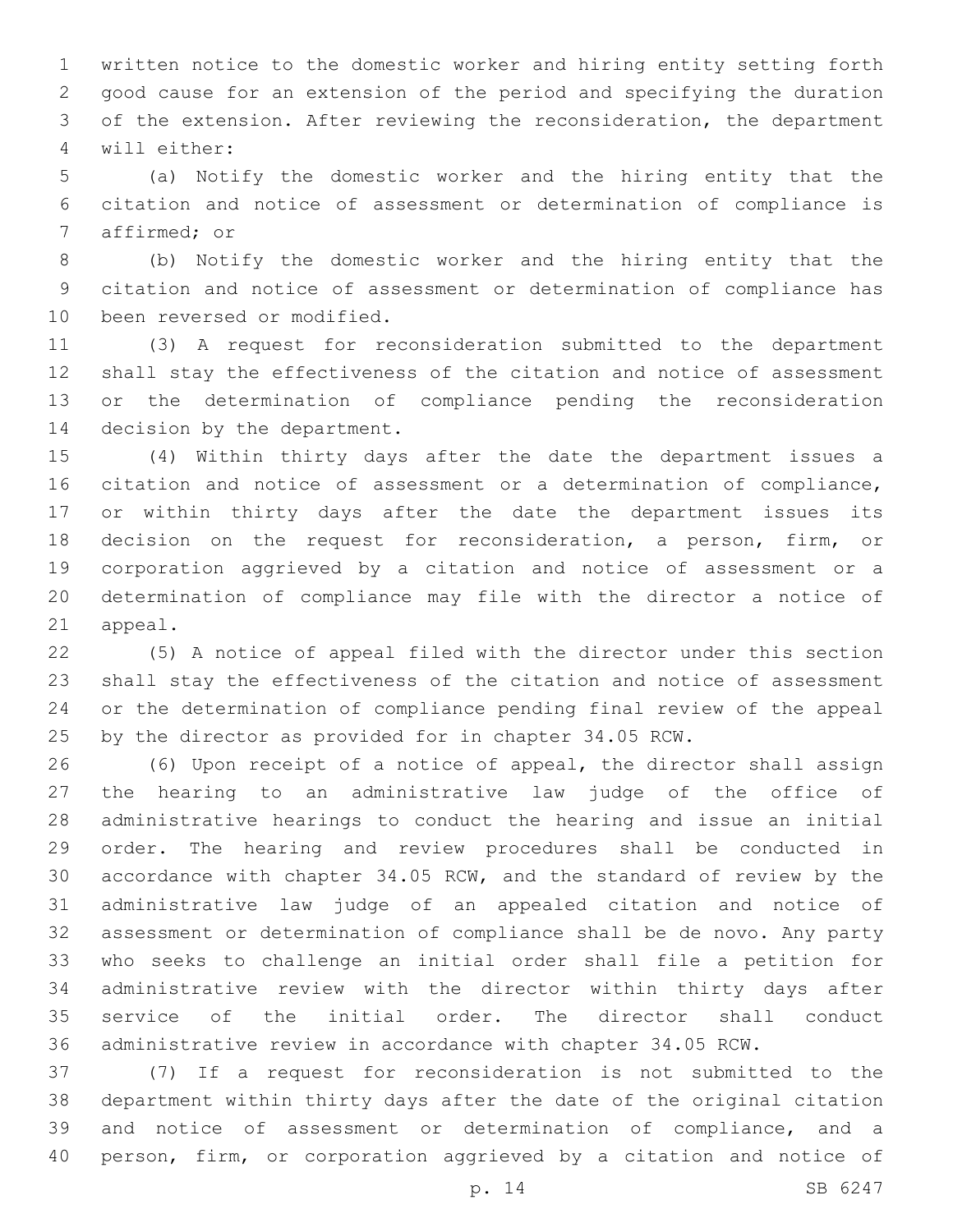written notice to the domestic worker and hiring entity setting forth good cause for an extension of the period and specifying the duration of the extension. After reviewing the reconsideration, the department will either:

(a) Notify the domestic worker and the hiring entity that the citation and notice of assessment or determination of compliance is affirmed; or

(b) Notify the domestic worker and the hiring entity that the citation and notice of assessment or determination of compliance has been reversed or modified.

(3) A request for reconsideration submitted to the department shall stay the effectiveness of the citation and notice of assessment or the determination of compliance pending the reconsideration decision by the department.

(4) Within thirty days after the date the department issues a citation and notice of assessment or a determination of compliance, or within thirty days after the date the department issues its decision on the request for reconsideration, a person, firm, or corporation aggrieved by a citation and notice of assessment or a determination of compliance may file with the director a notice of appeal.

(5) A notice of appeal filed with the director under this section shall stay the effectiveness of the citation and notice of assessment or the determination of compliance pending final review of the appeal by the director as provided for in chapter 34.05 RCW.

(6) Upon receipt of a notice of appeal, the director shall assign the hearing to an administrative law judge of the office of administrative hearings to conduct the hearing and issue an initial order. The hearing and review procedures shall be conducted in accordance with chapter 34.05 RCW, and the standard of review by the administrative law judge of an appealed citation and notice of assessment or determination of compliance shall be de novo. Any party who seeks to challenge an initial order shall file a petition for administrative review with the director within thirty days after service of the initial order. The director shall conduct administrative review in accordance with chapter 34.05 RCW.

(7) If a request for reconsideration is not submitted to the department within thirty days after the date of the original citation and notice of assessment or determination of compliance, and a person, firm, or corporation aggrieved by a citation and notice of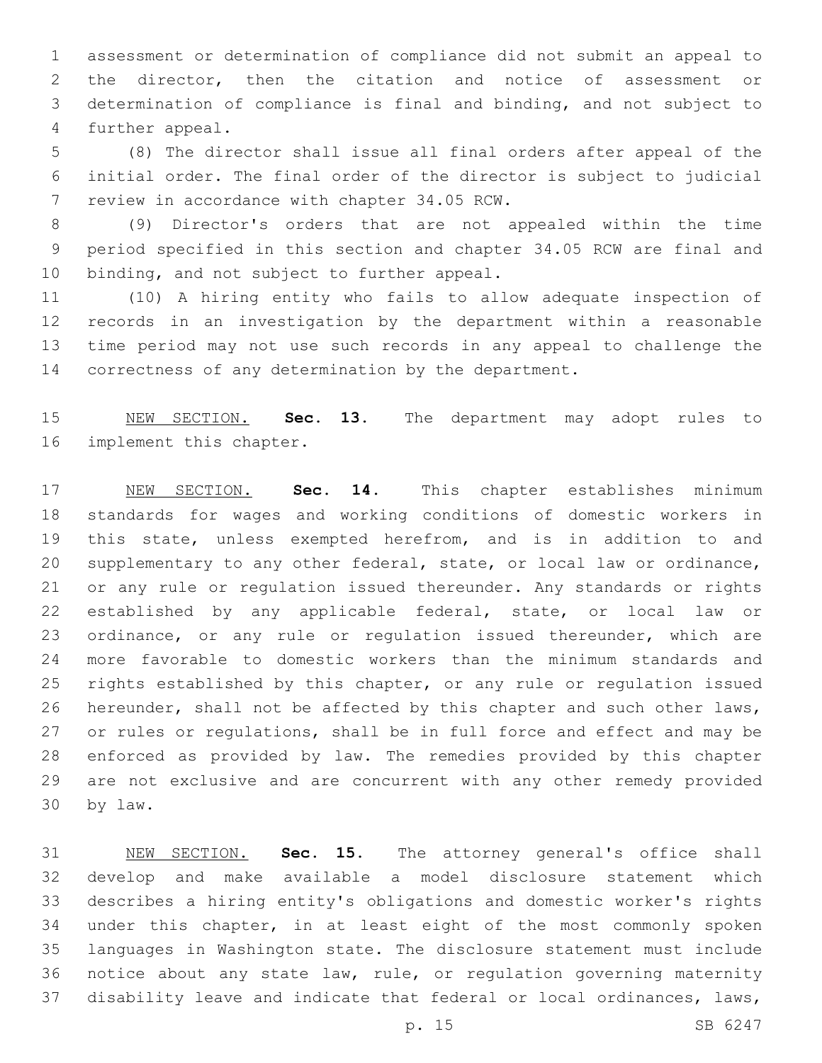assessment or determination of compliance did not submit an appeal to the director, then the citation and notice of assessment or determination of compliance is final and binding, and not subject to further appeal.

(8) The director shall issue all final orders after appeal of the initial order. The final order of the director is subject to judicial review in accordance with chapter 34.05 RCW.

(9) Director's orders that are not appealed within the time period specified in this section and chapter 34.05 RCW are final and binding, and not subject to further appeal.

(10) A hiring entity who fails to allow adequate inspection of records in an investigation by the department within a reasonable time period may not use such records in any appeal to challenge the correctness of any determination by the department.

NEW SECTION. **Sec. 13.** The department may adopt rules to implement this chapter.

NEW SECTION. **Sec. 14.** This chapter establishes minimum standards for wages and working conditions of domestic workers in this state, unless exempted herefrom, and is in addition to and supplementary to any other federal, state, or local law or ordinance, or any rule or regulation issued thereunder. Any standards or rights established by any applicable federal, state, or local law or ordinance, or any rule or regulation issued thereunder, which are more favorable to domestic workers than the minimum standards and rights established by this chapter, or any rule or regulation issued hereunder, shall not be affected by this chapter and such other laws, or rules or regulations, shall be in full force and effect and may be enforced as provided by law. The remedies provided by this chapter are not exclusive and are concurrent with any other remedy provided by law.

NEW SECTION. **Sec. 15.** The attorney general's office shall develop and make available a model disclosure statement which describes a hiring entity's obligations and domestic worker's rights under this chapter, in at least eight of the most commonly spoken languages in Washington state. The disclosure statement must include notice about any state law, rule, or regulation governing maternity disability leave and indicate that federal or local ordinances, laws,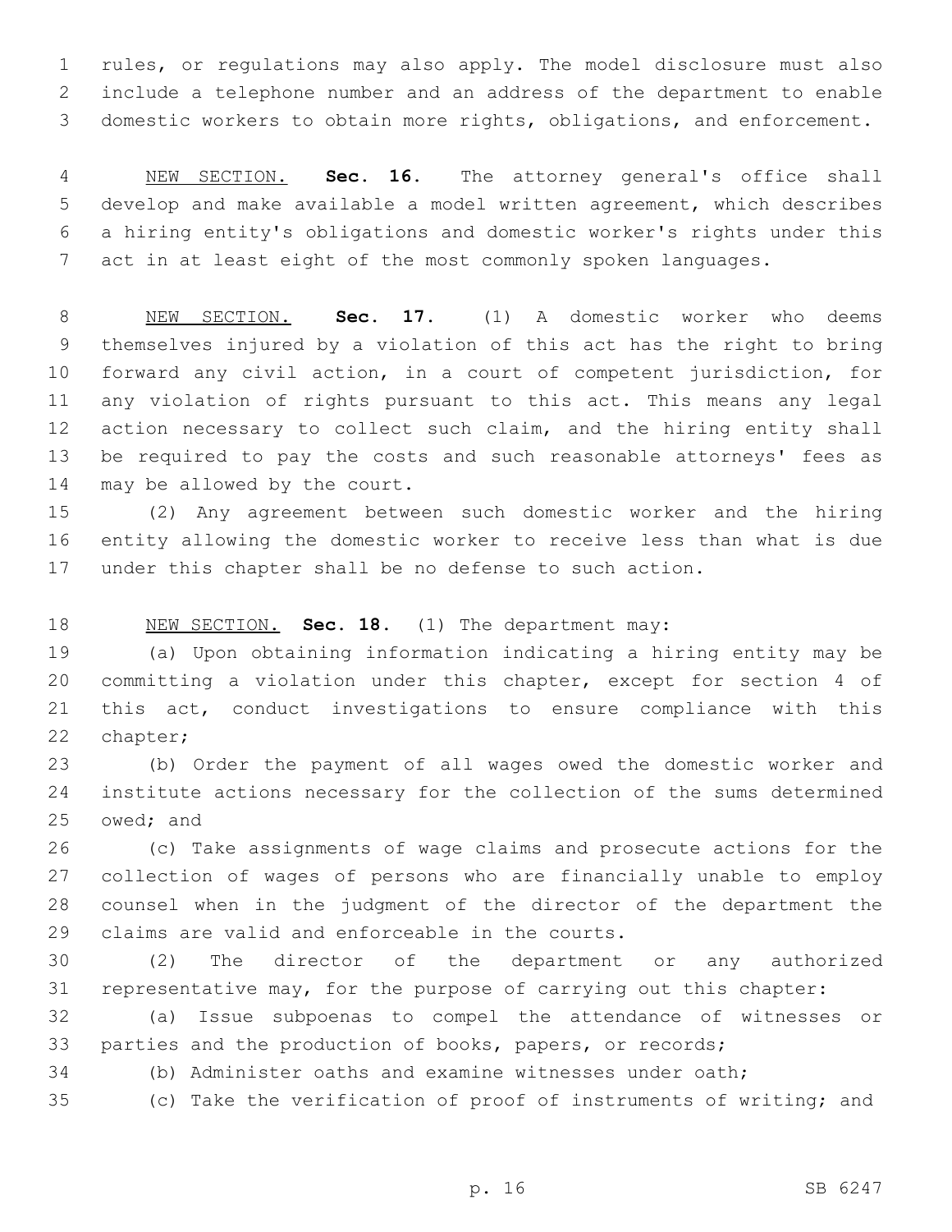rules, or regulations may also apply. The model disclosure must also include a telephone number and an address of the department to enable domestic workers to obtain more rights, obligations, and enforcement.

NEW SECTION. **Sec. 16.** The attorney general's office shall develop and make available a model written agreement, which describes a hiring entity's obligations and domestic worker's rights under this act in at least eight of the most commonly spoken languages.

NEW SECTION. **Sec. 17.** (1) A domestic worker who deems themselves injured by a violation of this act has the right to bring forward any civil action, in a court of competent jurisdiction, for any violation of rights pursuant to this act. This means any legal action necessary to collect such claim, and the hiring entity shall be required to pay the costs and such reasonable attorneys' fees as may be allowed by the court.

(2) Any agreement between such domestic worker and the hiring entity allowing the domestic worker to receive less than what is due under this chapter shall be no defense to such action.

NEW SECTION. **Sec. 18.** (1) The department may:

(a) Upon obtaining information indicating a hiring entity may be committing a violation under this chapter, except for section 4 of this act, conduct investigations to ensure compliance with this chapter;

(b) Order the payment of all wages owed the domestic worker and institute actions necessary for the collection of the sums determined owed; and

(c) Take assignments of wage claims and prosecute actions for the collection of wages of persons who are financially unable to employ counsel when in the judgment of the director of the department the claims are valid and enforceable in the courts.

(2) The director of the department or any authorized representative may, for the purpose of carrying out this chapter:

(a) Issue subpoenas to compel the attendance of witnesses or parties and the production of books, papers, or records;

(b) Administer oaths and examine witnesses under oath;

(c) Take the verification of proof of instruments of writing; and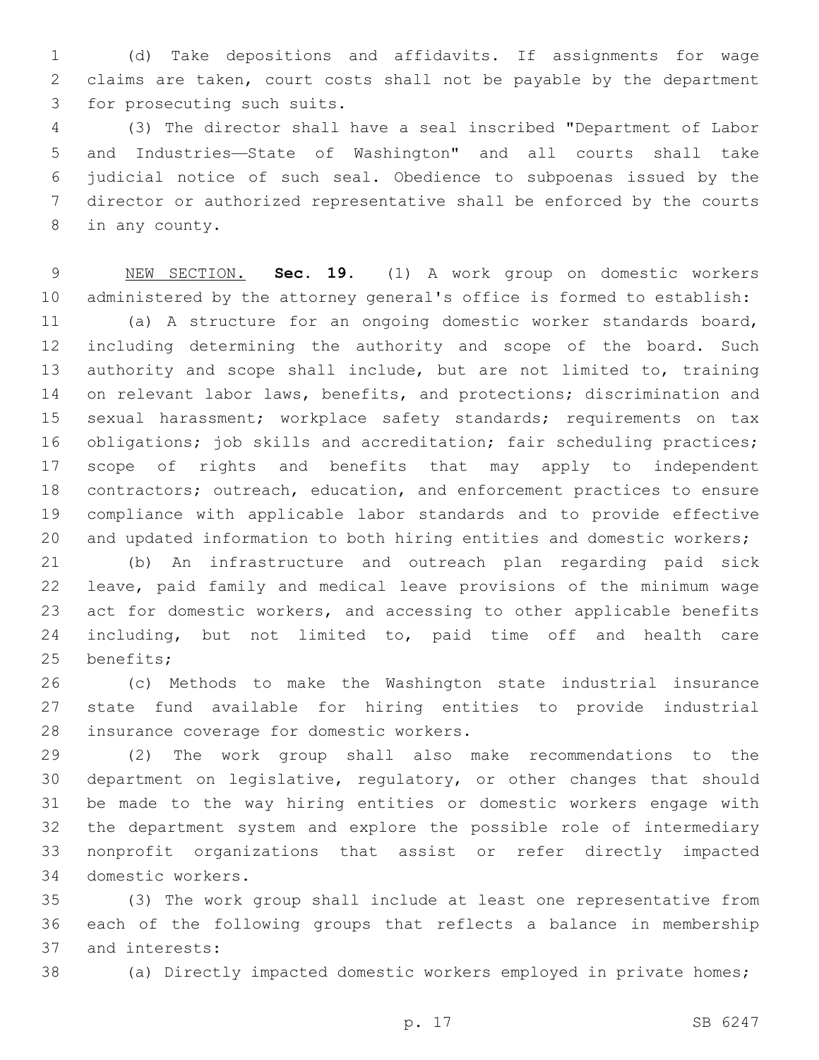(d) Take depositions and affidavits. If assignments for wage claims are taken, court costs shall not be payable by the department for prosecuting such suits.

(3) The director shall have a seal inscribed "Department of Labor and Industries—State of Washington" and all courts shall take judicial notice of such seal. Obedience to subpoenas issued by the director or authorized representative shall be enforced by the courts in any county.

NEW SECTION. **Sec. 19.** (1) A work group on domestic workers administered by the attorney general's office is formed to establish:

(a) A structure for an ongoing domestic worker standards board, including determining the authority and scope of the board. Such authority and scope shall include, but are not limited to, training on relevant labor laws, benefits, and protections; discrimination and sexual harassment; workplace safety standards; requirements on tax obligations; job skills and accreditation; fair scheduling practices; scope of rights and benefits that may apply to independent contractors; outreach, education, and enforcement practices to ensure compliance with applicable labor standards and to provide effective and updated information to both hiring entities and domestic workers;

(b) An infrastructure and outreach plan regarding paid sick leave, paid family and medical leave provisions of the minimum wage act for domestic workers, and accessing to other applicable benefits including, but not limited to, paid time off and health care benefits;

(c) Methods to make the Washington state industrial insurance state fund available for hiring entities to provide industrial insurance coverage for domestic workers.

(2) The work group shall also make recommendations to the department on legislative, regulatory, or other changes that should be made to the way hiring entities or domestic workers engage with the department system and explore the possible role of intermediary nonprofit organizations that assist or refer directly impacted domestic workers.

(3) The work group shall include at least one representative from each of the following groups that reflects a balance in membership and interests:

(a) Directly impacted domestic workers employed in private homes;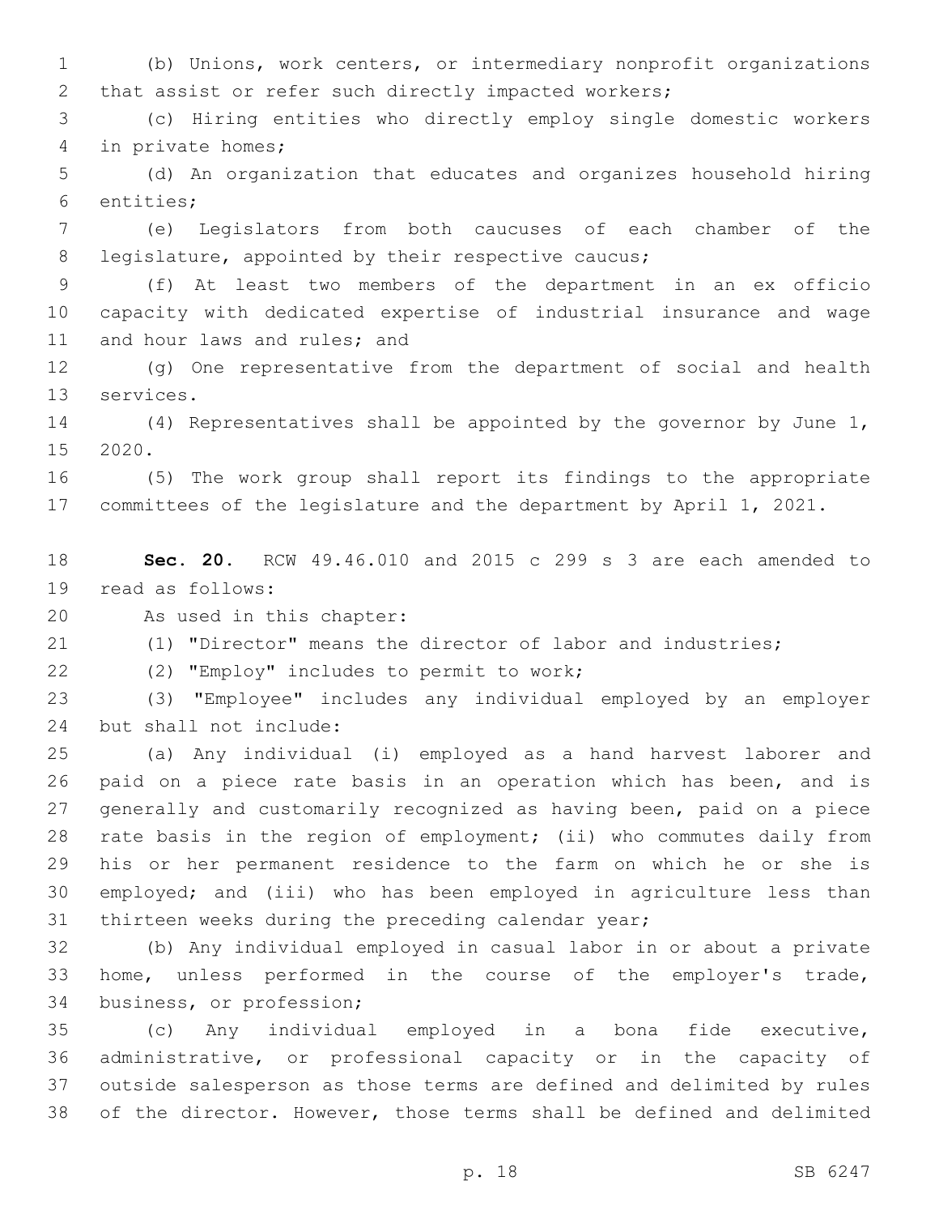(b) Unions, work centers, or intermediary nonprofit organizations that assist or refer such directly impacted workers;

(c) Hiring entities who directly employ single domestic workers in private homes;

(d) An organization that educates and organizes household hiring entities;

(e) Legislators from both caucuses of each chamber of the legislature, appointed by their respective caucus;

(f) At least two members of the department in an ex officio capacity with dedicated expertise of industrial insurance and wage and hour laws and rules; and

(g) One representative from the department of social and health services.

(4) Representatives shall be appointed by the governor by June 1, 2020.

(5) The work group shall report its findings to the appropriate committees of the legislature and the department by April 1, 2021.

**Sec. 20.** RCW 49.46.010 and 2015 c 299 s 3 are each amended to read as follows:

As used in this chapter:

(1) "Director" means the director of labor and industries;

(2) "Employ" includes to permit to work;

(3) "Employee" includes any individual employed by an employer but shall not include:

(a) Any individual (i) employed as a hand harvest laborer and paid on a piece rate basis in an operation which has been, and is generally and customarily recognized as having been, paid on a piece rate basis in the region of employment; (ii) who commutes daily from his or her permanent residence to the farm on which he or she is employed; and (iii) who has been employed in agriculture less than thirteen weeks during the preceding calendar year;

(b) Any individual employed in casual labor in or about a private home, unless performed in the course of the employer's trade, business, or profession;

(c) Any individual employed in a bona fide executive, administrative, or professional capacity or in the capacity of outside salesperson as those terms are defined and delimited by rules of the director. However, those terms shall be defined and delimited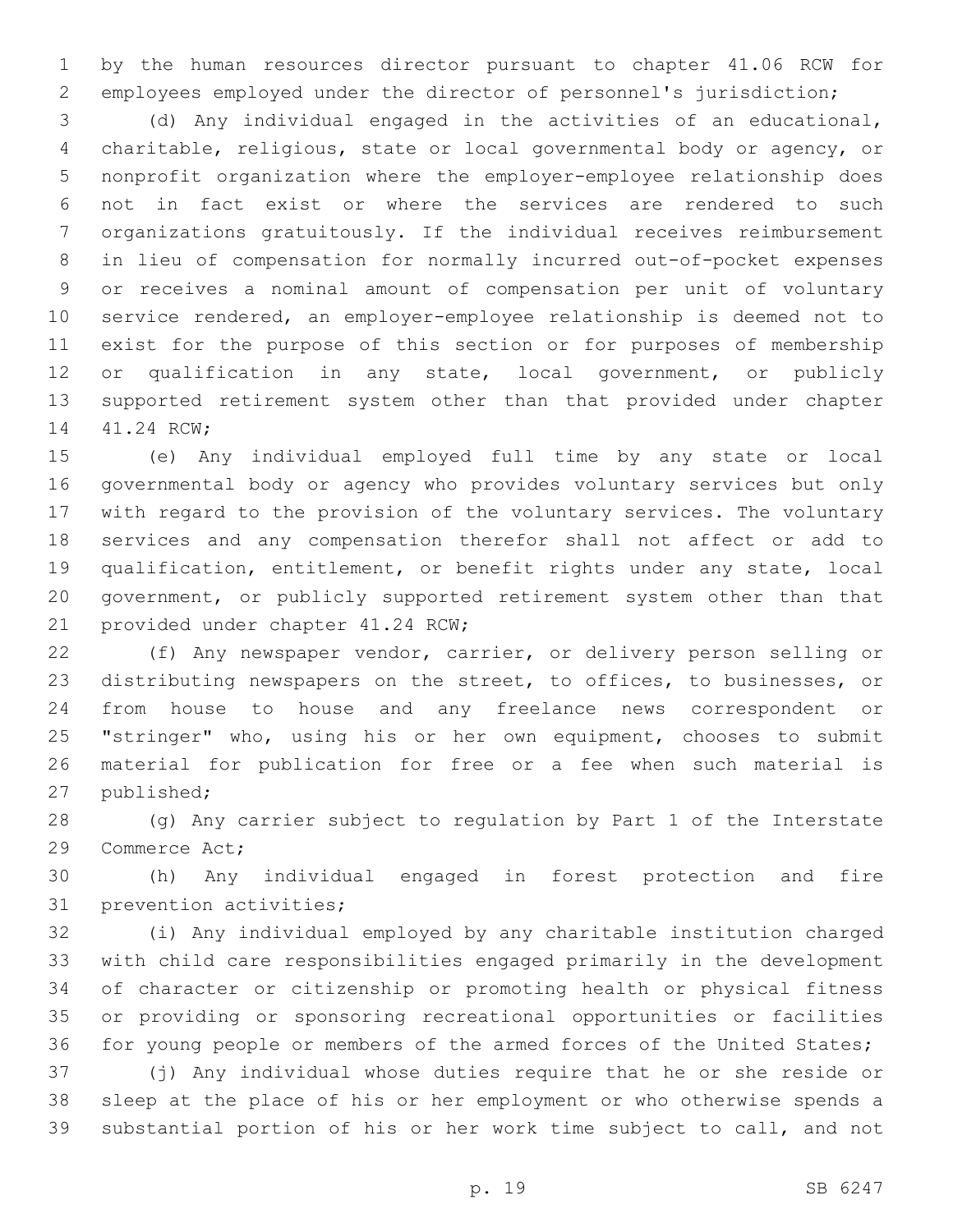by the human resources director pursuant to chapter 41.06 RCW for employees employed under the director of personnel's jurisdiction;

(d) Any individual engaged in the activities of an educational, charitable, religious, state or local governmental body or agency, or nonprofit organization where the employer-employee relationship does not in fact exist or where the services are rendered to such organizations gratuitously. If the individual receives reimbursement in lieu of compensation for normally incurred out-of-pocket expenses or receives a nominal amount of compensation per unit of voluntary service rendered, an employer-employee relationship is deemed not to exist for the purpose of this section or for purposes of membership or qualification in any state, local government, or publicly supported retirement system other than that provided under chapter 41.24 RCW;

(e) Any individual employed full time by any state or local governmental body or agency who provides voluntary services but only with regard to the provision of the voluntary services. The voluntary services and any compensation therefor shall not affect or add to qualification, entitlement, or benefit rights under any state, local government, or publicly supported retirement system other than that provided under chapter 41.24 RCW;

(f) Any newspaper vendor, carrier, or delivery person selling or distributing newspapers on the street, to offices, to businesses, or from house to house and any freelance news correspondent or "stringer" who, using his or her own equipment, chooses to submit material for publication for free or a fee when such material is published;

(g) Any carrier subject to regulation by Part 1 of the Interstate Commerce Act;

(h) Any individual engaged in forest protection and fire prevention activities;

(i) Any individual employed by any charitable institution charged with child care responsibilities engaged primarily in the development of character or citizenship or promoting health or physical fitness or providing or sponsoring recreational opportunities or facilities for young people or members of the armed forces of the United States;

(j) Any individual whose duties require that he or she reside or sleep at the place of his or her employment or who otherwise spends a substantial portion of his or her work time subject to call, and not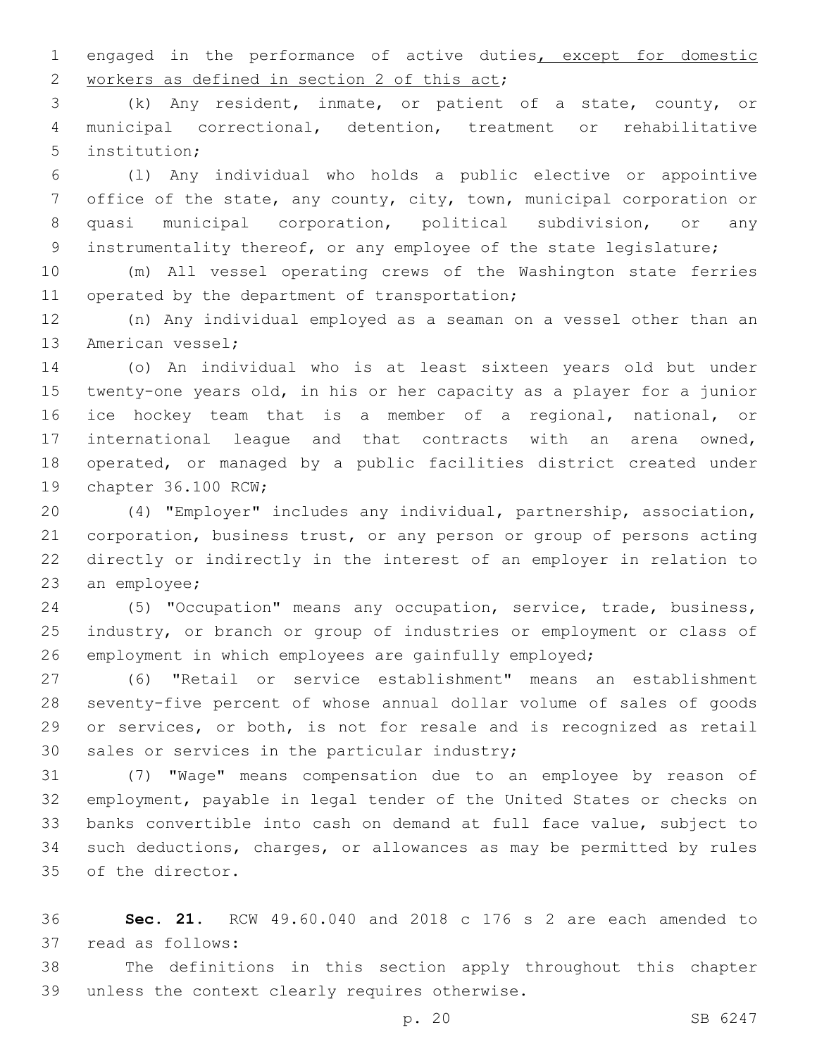engaged in the performance of active duties<u>, except for domestic workers as defined in section 2 of this act</u>;

(k) Any resident, inmate, or patient of a state, county, or municipal correctional, detention, treatment or rehabilitative institution;

(l) Any individual who holds a public elective or appointive office of the state, any county, city, town, municipal corporation or quasi municipal corporation, political subdivision, or any instrumentality thereof, or any employee of the state legislature;

(m) All vessel operating crews of the Washington state ferries operated by the department of transportation;

(n) Any individual employed as a seaman on a vessel other than an American vessel;

(o) An individual who is at least sixteen years old but under twenty-one years old, in his or her capacity as a player for a junior ice hockey team that is a member of a regional, national, or international league and that contracts with an arena owned, operated, or managed by a public facilities district created under chapter 36.100 RCW;

(4) "Employer" includes any individual, partnership, association, corporation, business trust, or any person or group of persons acting directly or indirectly in the interest of an employer in relation to an employee;

(5) "Occupation" means any occupation, service, trade, business, industry, or branch or group of industries or employment or class of employment in which employees are gainfully employed;

(6) "Retail or service establishment" means an establishment seventy-five percent of whose annual dollar volume of sales of goods or services, or both, is not for resale and is recognized as retail sales or services in the particular industry;

(7) "Wage" means compensation due to an employee by reason of employment, payable in legal tender of the United States or checks on banks convertible into cash on demand at full face value, subject to such deductions, charges, or allowances as may be permitted by rules of the director.

**Sec. 21.** RCW 49.60.040 and 2018 c 176 s 2 are each amended to read as follows:

The definitions in this section apply throughout this chapter unless the context clearly requires otherwise.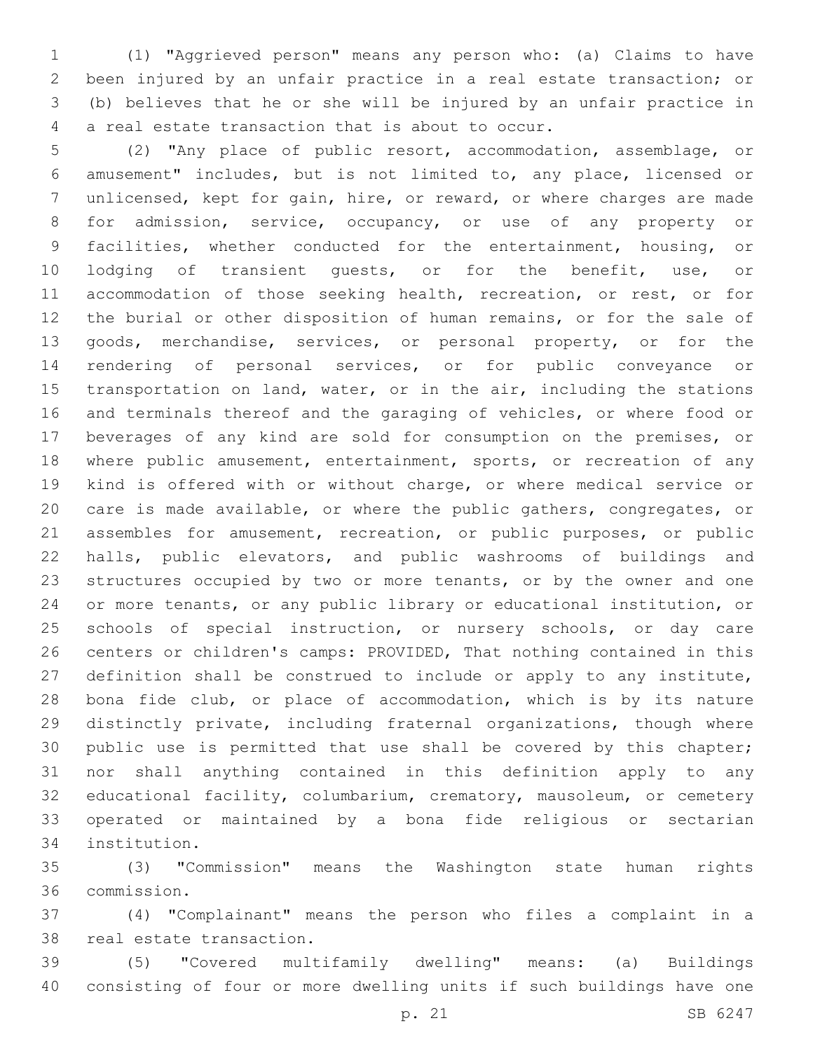(1) "Aggrieved person" means any person who: (a) Claims to have been injured by an unfair practice in a real estate transaction; or (b) believes that he or she will be injured by an unfair practice in a real estate transaction that is about to occur.

(2) "Any place of public resort, accommodation, assemblage, or amusement" includes, but is not limited to, any place, licensed or unlicensed, kept for gain, hire, or reward, or where charges are made for admission, service, occupancy, or use of any property or facilities, whether conducted for the entertainment, housing, or lodging of transient guests, or for the benefit, use, or accommodation of those seeking health, recreation, or rest, or for the burial or other disposition of human remains, or for the sale of goods, merchandise, services, or personal property, or for the rendering of personal services, or for public conveyance or transportation on land, water, or in the air, including the stations and terminals thereof and the garaging of vehicles, or where food or beverages of any kind are sold for consumption on the premises, or where public amusement, entertainment, sports, or recreation of any kind is offered with or without charge, or where medical service or care is made available, or where the public gathers, congregates, or assembles for amusement, recreation, or public purposes, or public halls, public elevators, and public washrooms of buildings and structures occupied by two or more tenants, or by the owner and one or more tenants, or any public library or educational institution, or schools of special instruction, or nursery schools, or day care centers or children's camps: PROVIDED, That nothing contained in this definition shall be construed to include or apply to any institute, bona fide club, or place of accommodation, which is by its nature distinctly private, including fraternal organizations, though where public use is permitted that use shall be covered by this chapter; nor shall anything contained in this definition apply to any educational facility, columbarium, crematory, mausoleum, or cemetery operated or maintained by a bona fide religious or sectarian institution.

(3) "Commission" means the Washington state human rights commission.

(4) "Complainant" means the person who files a complaint in a real estate transaction.

(5) "Covered multifamily dwelling" means: (a) Buildings consisting of four or more dwelling units if such buildings have one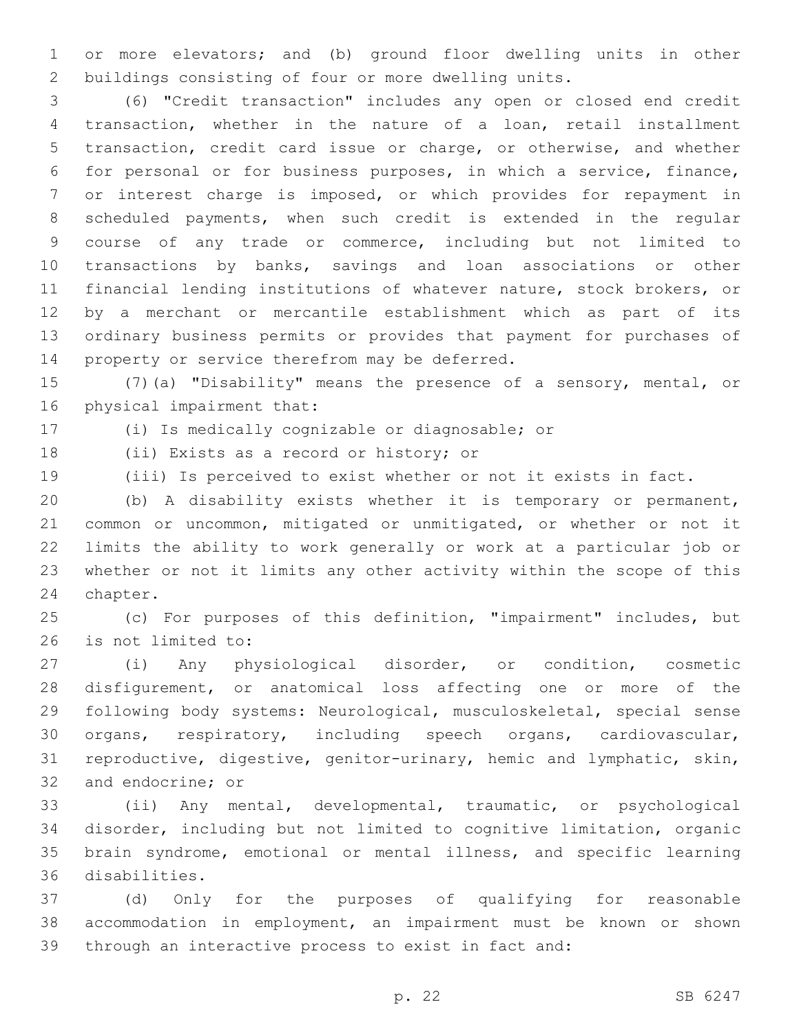or more elevators; and (b) ground floor dwelling units in other buildings consisting of four or more dwelling units.

(6) "Credit transaction" includes any open or closed end credit transaction, whether in the nature of a loan, retail installment transaction, credit card issue or charge, or otherwise, and whether for personal or for business purposes, in which a service, finance, or interest charge is imposed, or which provides for repayment in scheduled payments, when such credit is extended in the regular course of any trade or commerce, including but not limited to transactions by banks, savings and loan associations or other financial lending institutions of whatever nature, stock brokers, or by a merchant or mercantile establishment which as part of its ordinary business permits or provides that payment for purchases of property or service therefrom may be deferred.

(7)(a) "Disability" means the presence of a sensory, mental, or physical impairment that:

(i) Is medically cognizable or diagnosable; or

(ii) Exists as a record or history; or

(iii) Is perceived to exist whether or not it exists in fact.

(b) A disability exists whether it is temporary or permanent, common or uncommon, mitigated or unmitigated, or whether or not it limits the ability to work generally or work at a particular job or whether or not it limits any other activity within the scope of this chapter.

(c) For purposes of this definition, "impairment" includes, but is not limited to:

(i) Any physiological disorder, or condition, cosmetic disfigurement, or anatomical loss affecting one or more of the following body systems: Neurological, musculoskeletal, special sense organs, respiratory, including speech organs, cardiovascular, reproductive, digestive, genitor-urinary, hemic and lymphatic, skin, and endocrine; or

(ii) Any mental, developmental, traumatic, or psychological disorder, including but not limited to cognitive limitation, organic brain syndrome, emotional or mental illness, and specific learning disabilities.

(d) Only for the purposes of qualifying for reasonable accommodation in employment, an impairment must be known or shown through an interactive process to exist in fact and: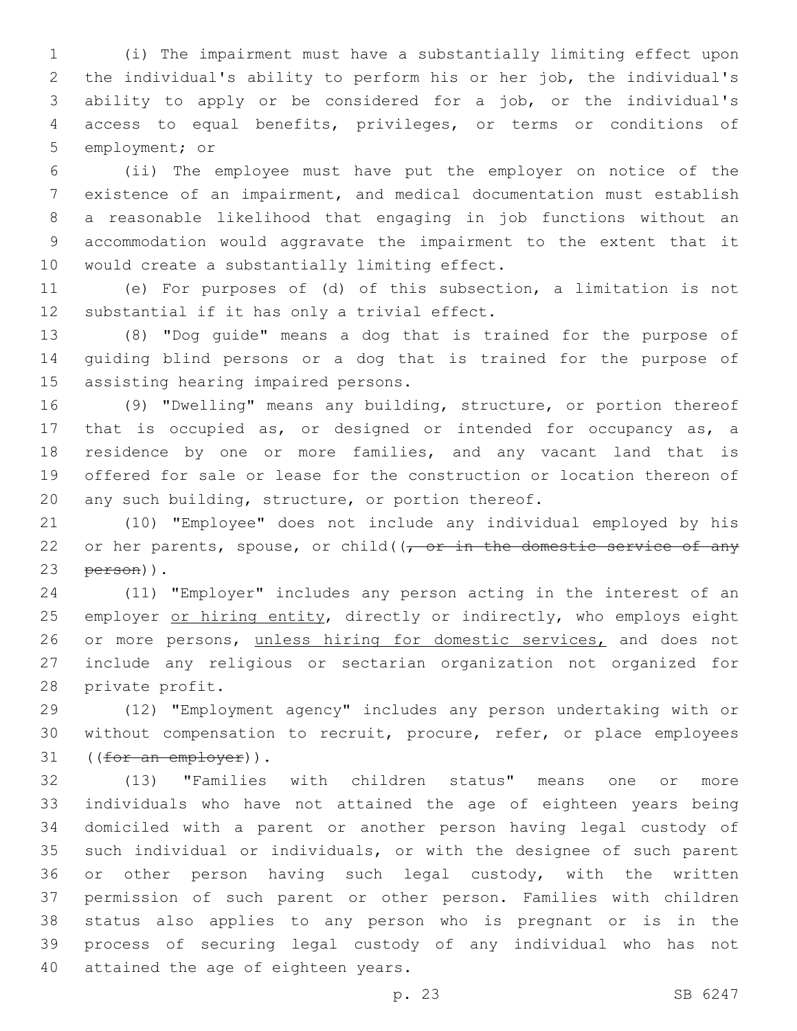(i) The impairment must have a substantially limiting effect upon the individual's ability to perform his or her job, the individual's ability to apply or be considered for a job, or the individual's access to equal benefits, privileges, or terms or conditions of employment; or

(ii) The employee must have put the employer on notice of the existence of an impairment, and medical documentation must establish a reasonable likelihood that engaging in job functions without an accommodation would aggravate the impairment to the extent that it would create a substantially limiting effect.

(e) For purposes of (d) of this subsection, a limitation is not substantial if it has only a trivial effect.

(8) "Dog guide" means a dog that is trained for the purpose of guiding blind persons or a dog that is trained for the purpose of assisting hearing impaired persons.

(9) "Dwelling" means any building, structure, or portion thereof that is occupied as, or designed or intended for occupancy as, a residence by one or more families, and any vacant land that is offered for sale or lease for the construction or location thereon of any such building, structure, or portion thereof.

(10) "Employee" does not include any individual employed by his or her parents, spouse, or child((~~, or in the domestic service of any person~~)).

(11) "Employer" includes any person acting in the interest of an employer <u>or hiring entity</u>, directly or indirectly, who employs eight or more persons, <u>unless hiring for domestic services,</u> and does not include any religious or sectarian organization not organized for private profit.

(12) "Employment agency" includes any person undertaking with or without compensation to recruit, procure, refer, or place employees ((~~for an employer~~)).

(13) "Families with children status" means one or more individuals who have not attained the age of eighteen years being domiciled with a parent or another person having legal custody of such individual or individuals, or with the designee of such parent or other person having such legal custody, with the written permission of such parent or other person. Families with children status also applies to any person who is pregnant or is in the process of securing legal custody of any individual who has not attained the age of eighteen years.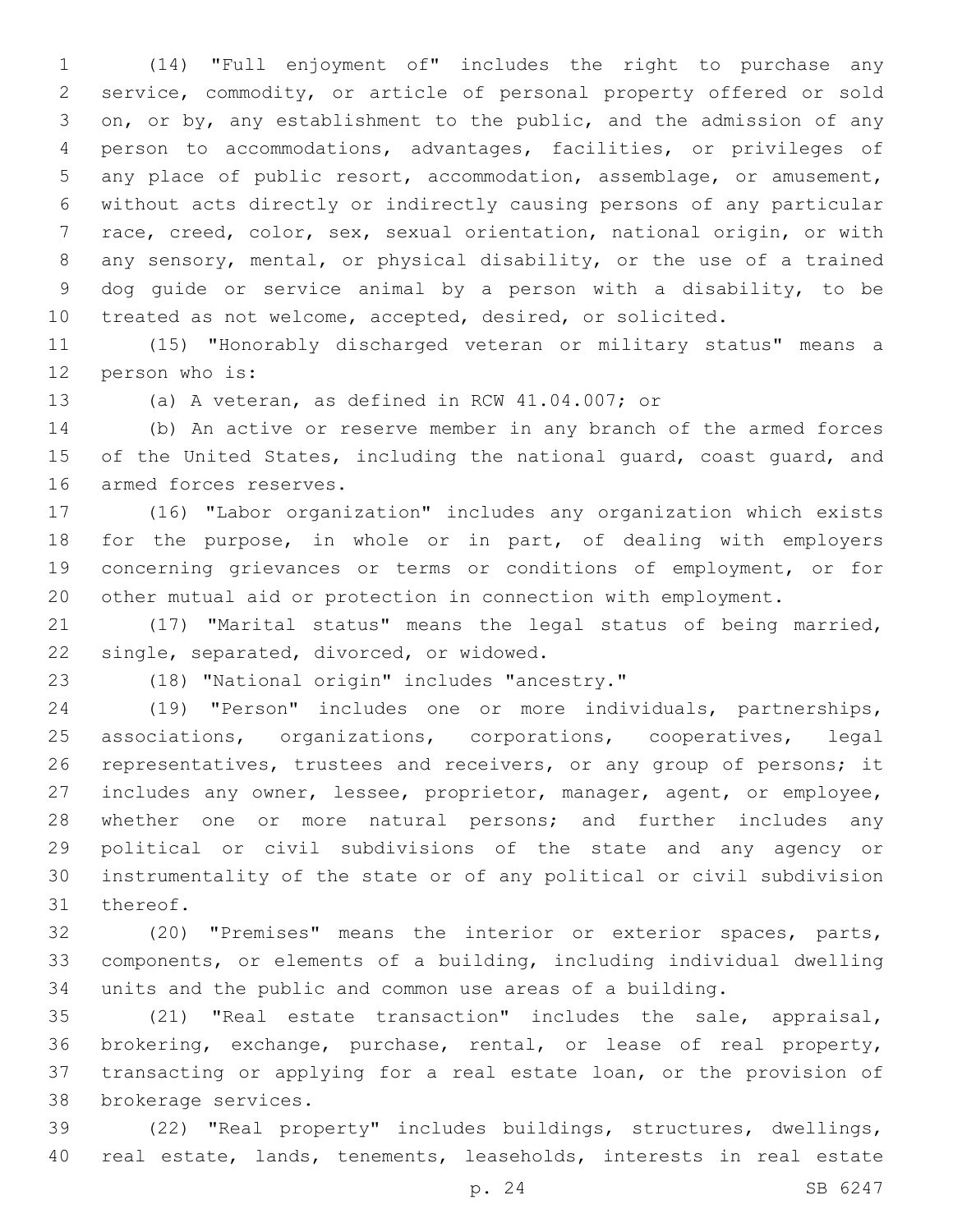(14) "Full enjoyment of" includes the right to purchase any service, commodity, or article of personal property offered or sold on, or by, any establishment to the public, and the admission of any person to accommodations, advantages, facilities, or privileges of any place of public resort, accommodation, assemblage, or amusement, without acts directly or indirectly causing persons of any particular race, creed, color, sex, sexual orientation, national origin, or with any sensory, mental, or physical disability, or the use of a trained dog guide or service animal by a person with a disability, to be treated as not welcome, accepted, desired, or solicited.

(15) "Honorably discharged veteran or military status" means a person who is:

(a) A veteran, as defined in RCW 41.04.007; or

(b) An active or reserve member in any branch of the armed forces of the United States, including the national guard, coast guard, and armed forces reserves.

(16) "Labor organization" includes any organization which exists for the purpose, in whole or in part, of dealing with employers concerning grievances or terms or conditions of employment, or for other mutual aid or protection in connection with employment.

(17) "Marital status" means the legal status of being married, single, separated, divorced, or widowed.

(18) "National origin" includes "ancestry."

(19) "Person" includes one or more individuals, partnerships, associations, organizations, corporations, cooperatives, legal representatives, trustees and receivers, or any group of persons; it includes any owner, lessee, proprietor, manager, agent, or employee, whether one or more natural persons; and further includes any political or civil subdivisions of the state and any agency or instrumentality of the state or of any political or civil subdivision thereof.

(20) "Premises" means the interior or exterior spaces, parts, components, or elements of a building, including individual dwelling units and the public and common use areas of a building.

(21) "Real estate transaction" includes the sale, appraisal, brokering, exchange, purchase, rental, or lease of real property, transacting or applying for a real estate loan, or the provision of brokerage services.

(22) "Real property" includes buildings, structures, dwellings, real estate, lands, tenements, leaseholds, interests in real estate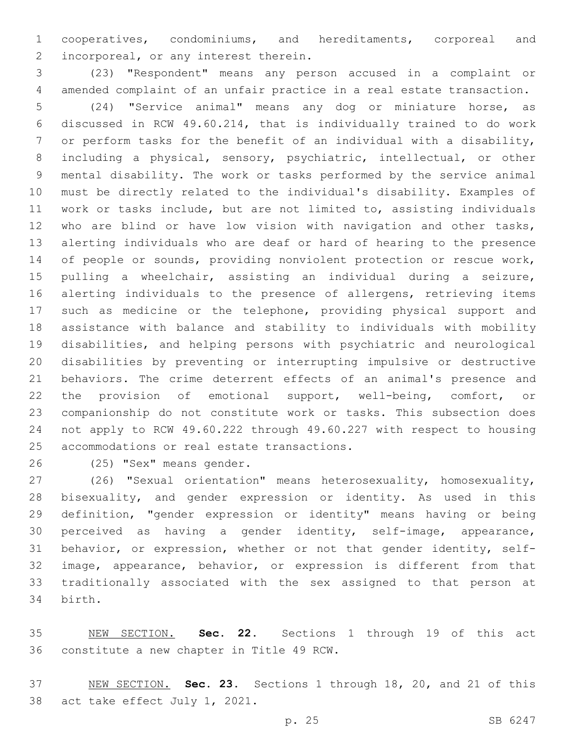cooperatives, condominiums, and hereditaments, corporeal and incorporeal, or any interest therein.

(23) "Respondent" means any person accused in a complaint or amended complaint of an unfair practice in a real estate transaction.

(24) "Service animal" means any dog or miniature horse, as discussed in RCW 49.60.214, that is individually trained to do work or perform tasks for the benefit of an individual with a disability, including a physical, sensory, psychiatric, intellectual, or other mental disability. The work or tasks performed by the service animal must be directly related to the individual's disability. Examples of work or tasks include, but are not limited to, assisting individuals who are blind or have low vision with navigation and other tasks, alerting individuals who are deaf or hard of hearing to the presence of people or sounds, providing nonviolent protection or rescue work, pulling a wheelchair, assisting an individual during a seizure, alerting individuals to the presence of allergens, retrieving items such as medicine or the telephone, providing physical support and assistance with balance and stability to individuals with mobility disabilities, and helping persons with psychiatric and neurological disabilities by preventing or interrupting impulsive or destructive behaviors. The crime deterrent effects of an animal's presence and the provision of emotional support, well-being, comfort, or companionship do not constitute work or tasks. This subsection does not apply to RCW 49.60.222 through 49.60.227 with respect to housing accommodations or real estate transactions.

(25) "Sex" means gender.

(26) "Sexual orientation" means heterosexuality, homosexuality, bisexuality, and gender expression or identity. As used in this definition, "gender expression or identity" means having or being perceived as having a gender identity, self-image, appearance, behavior, or expression, whether or not that gender identity, self-image, appearance, behavior, or expression is different from that traditionally associated with the sex assigned to that person at birth.

NEW SECTION. **Sec. 22.** Sections 1 through 19 of this act constitute a new chapter in Title 49 RCW.

NEW SECTION. **Sec. 23.** Sections 1 through 18, 20, and 21 of this act take effect July 1, 2021.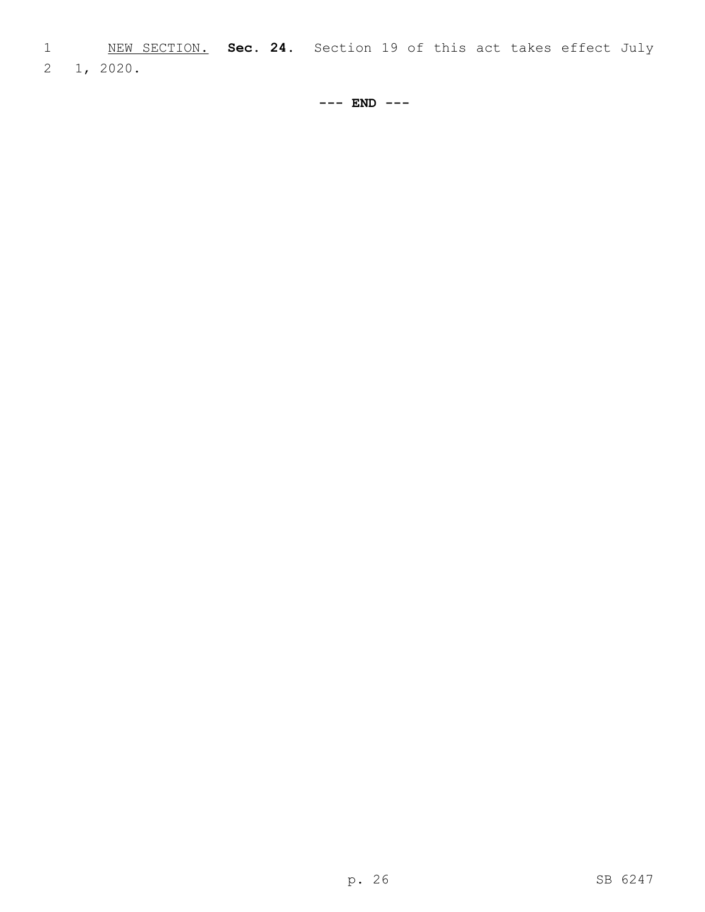NEW SECTION. **Sec. 24.** Section 19 of this act takes effect July 1, 2020.

**--- END ---**